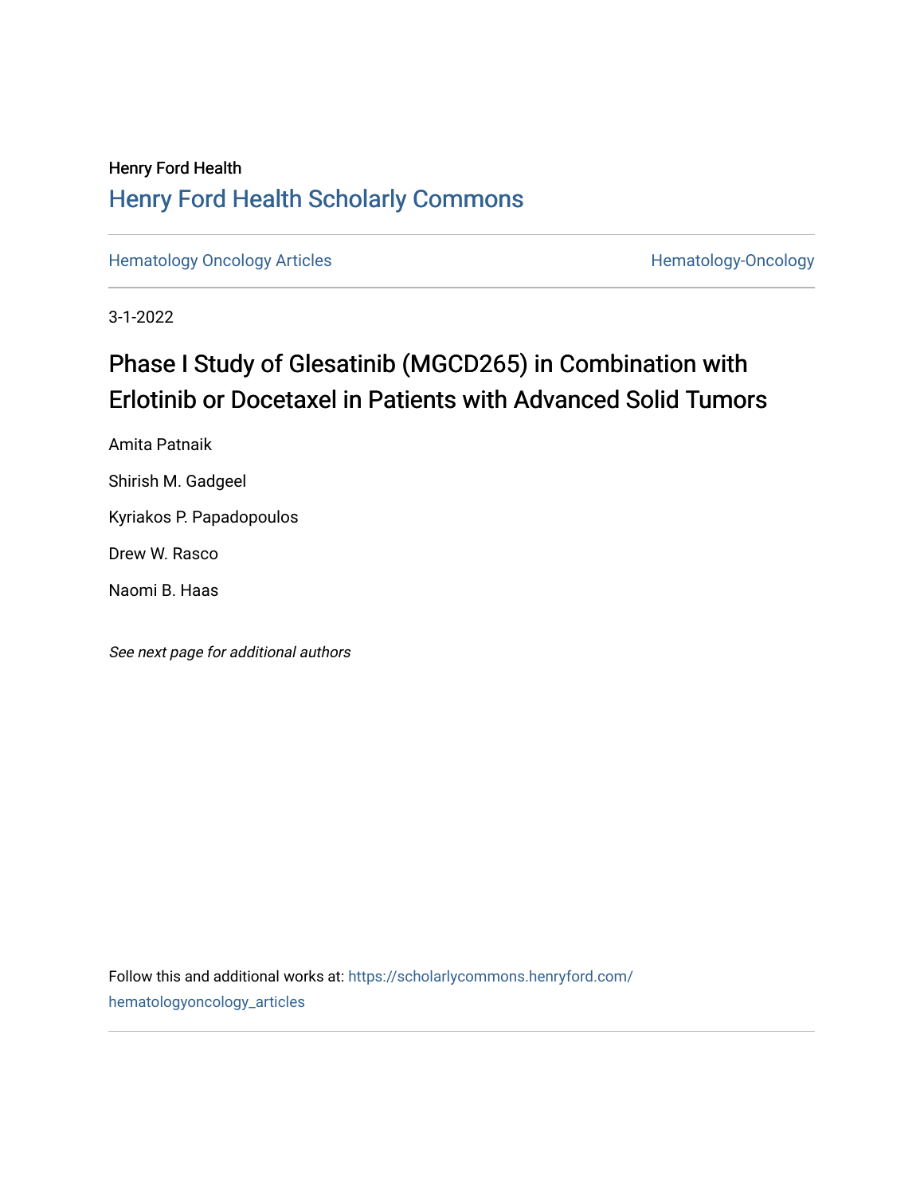Henry Ford Health

Henry Ford Health Scholarly Commons

Hematology Oncology Articles

Hematology-Oncology

3-1-2022

# Phase I Study of Glesatinib (MGCD265) in Combination with Erlotinib or Docetaxel in Patients with Advanced Solid Tumors

Amita Patnaik

Shirish M. Gadgeel

Kyriakos P. Papadopoulos

Drew W. Rasco

Naomi B. Haas

*See next page for additional authors*

Follow this and additional works at: https://scholarlycommons.henryford.com/hematologyoncology_articles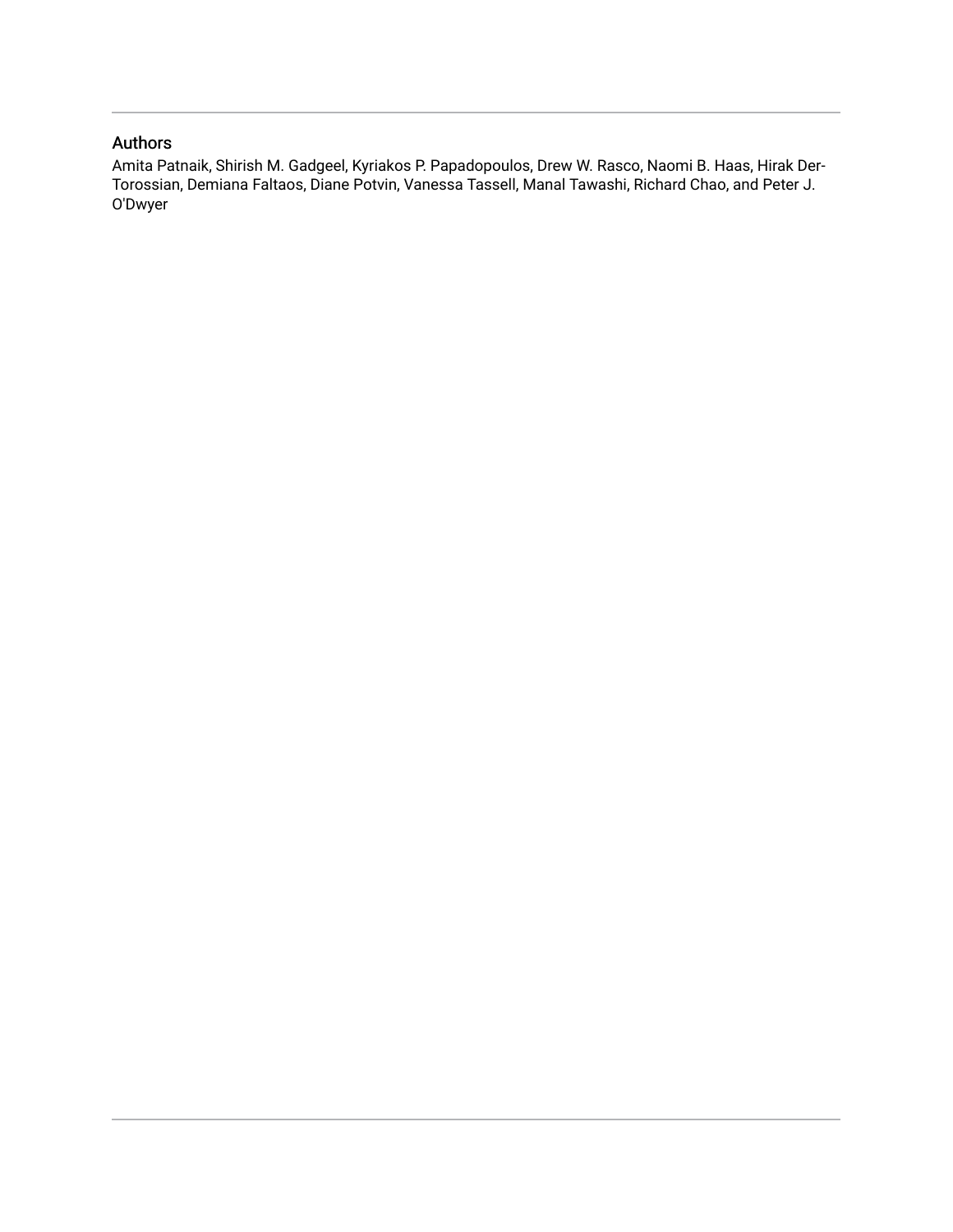## Authors

Amita Patnaik, Shirish M. Gadgeel, Kyriakos P. Papadopoulos, Drew W. Rasco, Naomi B. Haas, Hirak Der-Torossian, Demiana Faltaos, Diane Potvin, Vanessa Tassell, Manal Tawashi, Richard Chao, and Peter J. O'Dwyer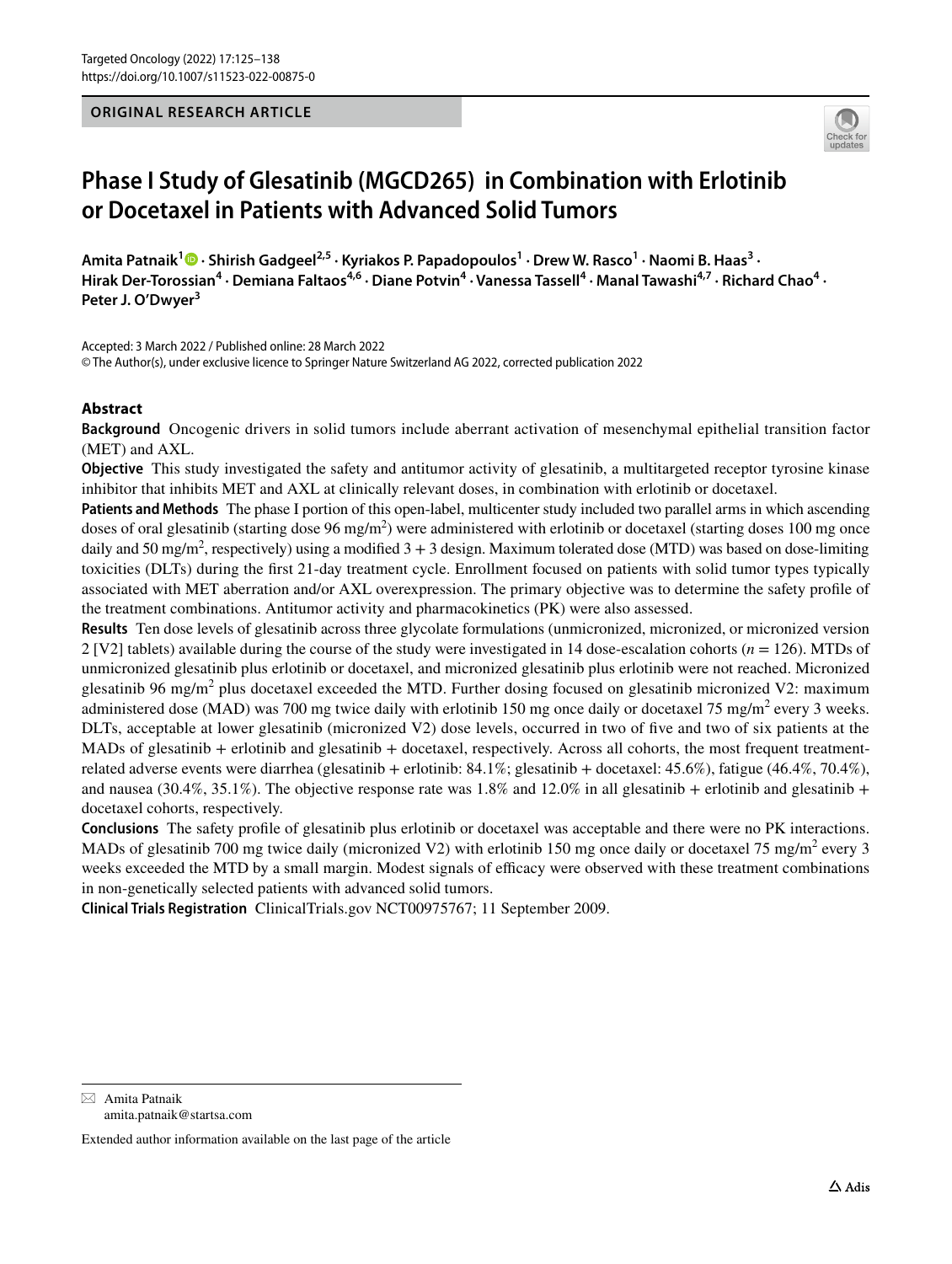ORIGINAL RESEARCH ARTICLE

# Phase I Study of Glesatinib (MGCD265) in Combination with Erlotinib or Docetaxel in Patients with Advanced Solid Tumors

**Amita Patnaik[1] · Shirish Gadgeel[2,5] · Kyriakos P. Papadopoulos[1] · Drew W. Rasco[1] · Naomi B. Haas[3] · Hirak Der-Torossian[4] · Demiana Faltaos[4,6] · Diane Potvin[4] · Vanessa Tassell[4] · Manal Tawashi[4,7] · Richard Chao[4] · Peter J. O'Dwyer[3]**

Accepted: 3 March 2022 / Published online: 28 March 2022
© The Author(s), under exclusive licence to Springer Nature Switzerland AG 2022, corrected publication 2022

## Abstract

**Background** Oncogenic drivers in solid tumors include aberrant activation of mesenchymal epithelial transition factor (MET) and AXL.

**Objective** This study investigated the safety and antitumor activity of glesatinib, a multitargeted receptor tyrosine kinase inhibitor that inhibits MET and AXL at clinically relevant doses, in combination with erlotinib or docetaxel.

**Patients and Methods** The phase I portion of this open-label, multicenter study included two parallel arms in which ascending doses of oral glesatinib (starting dose 96 mg/m$^2$) were administered with erlotinib or docetaxel (starting doses 100 mg once daily and 50 mg/m$^2$, respectively) using a modified 3 + 3 design. Maximum tolerated dose (MTD) was based on dose-limiting toxicities (DLTs) during the first 21-day treatment cycle. Enrollment focused on patients with solid tumor types typically associated with MET aberration and/or AXL overexpression. The primary objective was to determine the safety profile of the treatment combinations. Antitumor activity and pharmacokinetics (PK) were also assessed.

**Results** Ten dose levels of glesatinib across three glycolate formulations (unmicronized, micronized, or micronized version 2 [V2] tablets) available during the course of the study were investigated in 14 dose-escalation cohorts ($n$ = 126). MTDs of unmicronized glesatinib plus erlotinib or docetaxel, and micronized glesatinib plus erlotinib were not reached. Micronized glesatinib 96 mg/m$^2$ plus docetaxel exceeded the MTD. Further dosing focused on glesatinib micronized V2: maximum administered dose (MAD) was 700 mg twice daily with erlotinib 150 mg once daily or docetaxel 75 mg/m$^2$ every 3 weeks. DLTs, acceptable at lower glesatinib (micronized V2) dose levels, occurred in two of five and two of six patients at the MADs of glesatinib + erlotinib and glesatinib + docetaxel, respectively. Across all cohorts, the most frequent treatment-related adverse events were diarrhea (glesatinib + erlotinib: 84.1%; glesatinib + docetaxel: 45.6%), fatigue (46.4%, 70.4%), and nausea (30.4%, 35.1%). The objective response rate was 1.8% and 12.0% in all glesatinib + erlotinib and glesatinib + docetaxel cohorts, respectively.

**Conclusions** The safety profile of glesatinib plus erlotinib or docetaxel was acceptable and there were no PK interactions. MADs of glesatinib 700 mg twice daily (micronized V2) with erlotinib 150 mg once daily or docetaxel 75 mg/m$^2$ every 3 weeks exceeded the MTD by a small margin. Modest signals of efficacy were observed with these treatment combinations in non-genetically selected patients with advanced solid tumors.

**Clinical Trials Registration** ClinicalTrials.gov NCT00975767; 11 September 2009.

---

✉ Amita Patnaik
amita.patnaik@startsa.com

Extended author information available on the last page of the article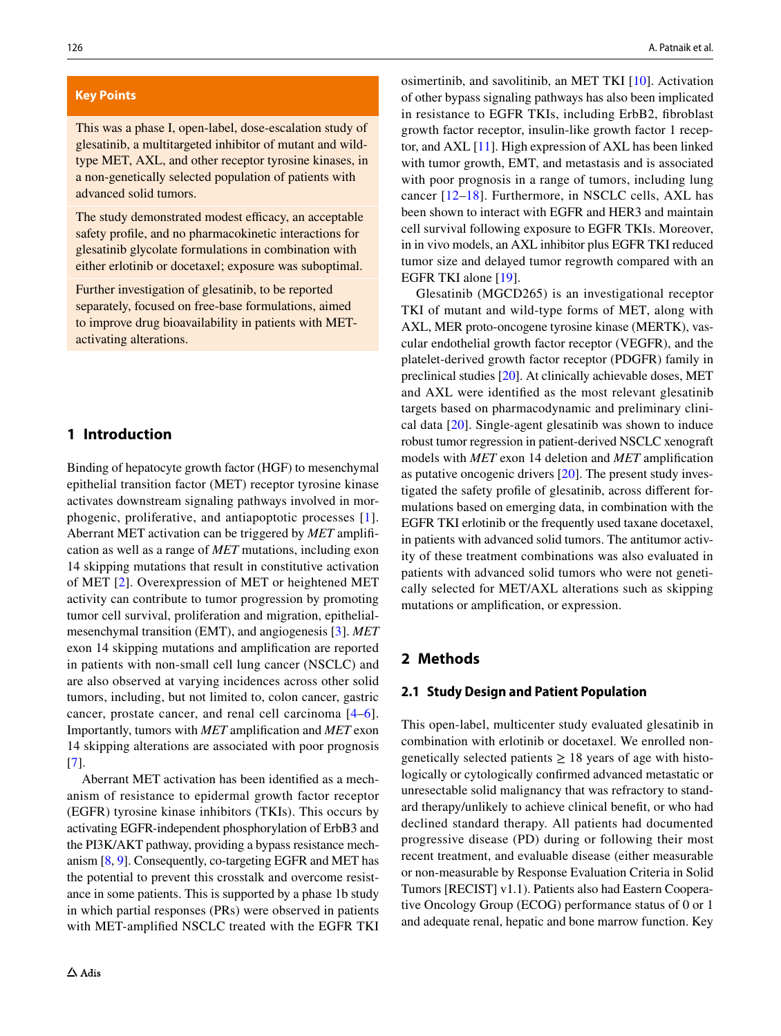## Key Points

This was a phase I, open-label, dose-escalation study of glesatinib, a multitargeted inhibitor of mutant and wild-type MET, AXL, and other receptor tyrosine kinases, in a non-genetically selected population of patients with advanced solid tumors.

The study demonstrated modest efficacy, an acceptable safety profile, and no pharmacokinetic interactions for glesatinib glycolate formulations in combination with either erlotinib or docetaxel; exposure was suboptimal.

Further investigation of glesatinib, to be reported separately, focused on free-base formulations, aimed to improve drug bioavailability in patients with MET-activating alterations.

## 1 Introduction

Binding of hepatocyte growth factor (HGF) to mesenchymal epithelial transition factor (MET) receptor tyrosine kinase activates downstream signaling pathways involved in morphogenic, proliferative, and antiapoptotic processes [1]. Aberrant MET activation can be triggered by *MET* amplification as well as a range of *MET* mutations, including exon 14 skipping mutations that result in constitutive activation of MET [2]. Overexpression of MET or heightened MET activity can contribute to tumor progression by promoting tumor cell survival, proliferation and migration, epithelial-mesenchymal transition (EMT), and angiogenesis [3]. *MET* exon 14 skipping mutations and amplification are reported in patients with non-small cell lung cancer (NSCLC) and are also observed at varying incidences across other solid tumors, including, but not limited to, colon cancer, gastric cancer, prostate cancer, and renal cell carcinoma [4–6]. Importantly, tumors with *MET* amplification and *MET* exon 14 skipping alterations are associated with poor prognosis [7].

Aberrant MET activation has been identified as a mechanism of resistance to epidermal growth factor receptor (EGFR) tyrosine kinase inhibitors (TKIs). This occurs by activating EGFR-independent phosphorylation of ErbB3 and the PI3K/AKT pathway, providing a bypass resistance mechanism [8, 9]. Consequently, co-targeting EGFR and MET has the potential to prevent this crosstalk and overcome resistance in some patients. This is supported by a phase 1b study in which partial responses (PRs) were observed in patients with MET-amplified NSCLC treated with the EGFR TKI osimertinib, and savolitinib, an MET TKI [10]. Activation of other bypass signaling pathways has also been implicated in resistance to EGFR TKIs, including ErbB2, fibroblast growth factor receptor, insulin-like growth factor 1 receptor, and AXL [11]. High expression of AXL has been linked with tumor growth, EMT, and metastasis and is associated with poor prognosis in a range of tumors, including lung cancer [12–18]. Furthermore, in NSCLC cells, AXL has been shown to interact with EGFR and HER3 and maintain cell survival following exposure to EGFR TKIs. Moreover, in in vivo models, an AXL inhibitor plus EGFR TKI reduced tumor size and delayed tumor regrowth compared with an EGFR TKI alone [19].

Glesatinib (MGCD265) is an investigational receptor TKI of mutant and wild-type forms of MET, along with AXL, MER proto-oncogene tyrosine kinase (MERTK), vascular endothelial growth factor receptor (VEGFR), and the platelet-derived growth factor receptor (PDGFR) family in preclinical studies [20]. At clinically achievable doses, MET and AXL were identified as the most relevant glesatinib targets based on pharmacodynamic and preliminary clinical data [20]. Single-agent glesatinib was shown to induce robust tumor regression in patient-derived NSCLC xenograft models with *MET* exon 14 deletion and *MET* amplification as putative oncogenic drivers [20]. The present study investigated the safety profile of glesatinib, across different formulations based on emerging data, in combination with the EGFR TKI erlotinib or the frequently used taxane docetaxel, in patients with advanced solid tumors. The antitumor activity of these treatment combinations was also evaluated in patients with advanced solid tumors who were not genetically selected for MET/AXL alterations such as skipping mutations or amplification, or expression.

## 2 Methods

### 2.1 Study Design and Patient Population

This open-label, multicenter study evaluated glesatinib in combination with erlotinib or docetaxel. We enrolled non-genetically selected patients ≥ 18 years of age with histologically or cytologically confirmed advanced metastatic or unresectable solid malignancy that was refractory to standard therapy/unlikely to achieve clinical benefit, or who had declined standard therapy. All patients had documented progressive disease (PD) during or following their most recent treatment, and evaluable disease (either measurable or non-measurable by Response Evaluation Criteria in Solid Tumors [RECIST] v1.1). Patients also had Eastern Cooperative Oncology Group (ECOG) performance status of 0 or 1 and adequate renal, hepatic and bone marrow function. Key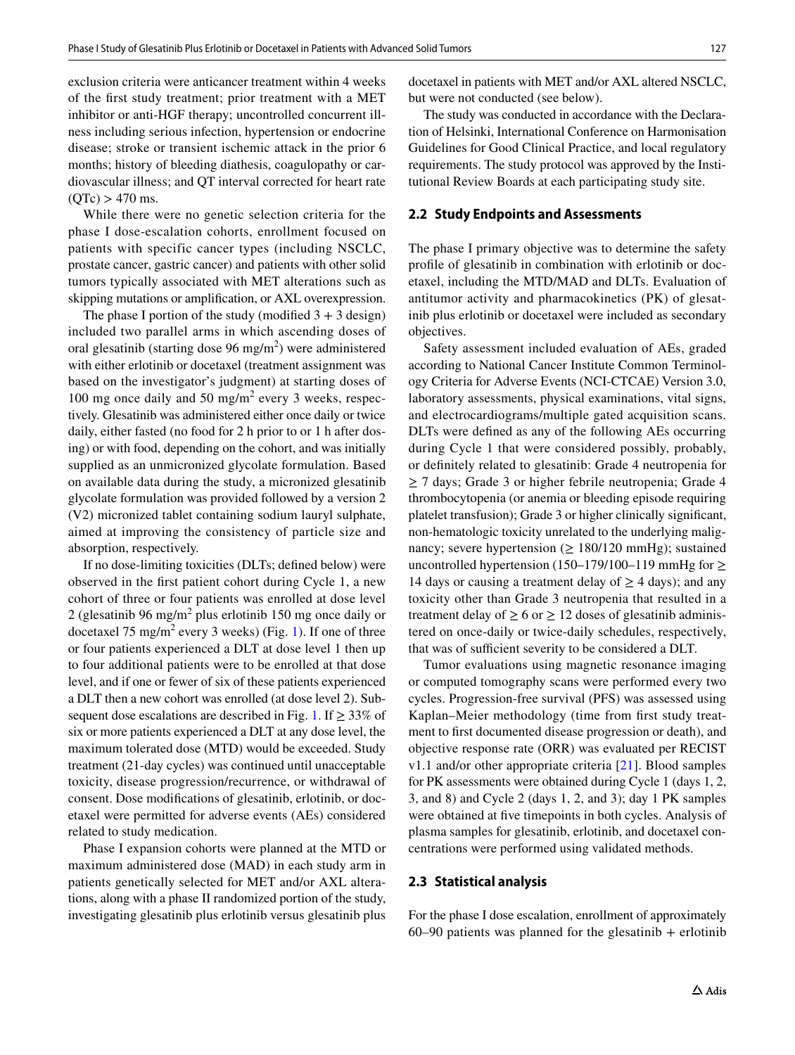exclusion criteria were anticancer treatment within 4 weeks of the first study treatment; prior treatment with a MET inhibitor or anti-HGF therapy; uncontrolled concurrent illness including serious infection, hypertension or endocrine disease; stroke or transient ischemic attack in the prior 6 months; history of bleeding diathesis, coagulopathy or cardiovascular illness; and QT interval corrected for heart rate (QTc) > 470 ms.

While there were no genetic selection criteria for the phase I dose-escalation cohorts, enrollment focused on patients with specific cancer types (including NSCLC, prostate cancer, gastric cancer) and patients with other solid tumors typically associated with MET alterations such as skipping mutations or amplification, or AXL overexpression.

The phase I portion of the study (modified 3 + 3 design) included two parallel arms in which ascending doses of oral glesatinib (starting dose 96 mg/m$^2$) were administered with either erlotinib or docetaxel (treatment assignment was based on the investigator's judgment) at starting doses of 100 mg once daily and 50 mg/m$^2$ every 3 weeks, respectively. Glesatinib was administered either once daily or twice daily, either fasted (no food for 2 h prior to or 1 h after dosing) or with food, depending on the cohort, and was initially supplied as an unmicronized glycolate formulation. Based on available data during the study, a micronized glesatinib glycolate formulation was provided followed by a version 2 (V2) micronized tablet containing sodium lauryl sulphate, aimed at improving the consistency of particle size and absorption, respectively.

If no dose-limiting toxicities (DLTs; defined below) were observed in the first patient cohort during Cycle 1, a new cohort of three or four patients was enrolled at dose level 2 (glesatinib 96 mg/m$^2$ plus erlotinib 150 mg once daily or docetaxel 75 mg/m$^2$ every 3 weeks) (Fig. 1). If one of three or four patients experienced a DLT at dose level 1 then up to four additional patients were to be enrolled at that dose level, and if one or fewer of six of these patients experienced a DLT then a new cohort was enrolled (at dose level 2). Subsequent dose escalations are described in Fig. 1. If ≥ 33% of six or more patients experienced a DLT at any dose level, the maximum tolerated dose (MTD) would be exceeded. Study treatment (21-day cycles) was continued until unacceptable toxicity, disease progression/recurrence, or withdrawal of consent. Dose modifications of glesatinib, erlotinib, or docetaxel were permitted for adverse events (AEs) considered related to study medication.

Phase I expansion cohorts were planned at the MTD or maximum administered dose (MAD) in each study arm in patients genetically selected for MET and/or AXL alterations, along with a phase II randomized portion of the study, investigating glesatinib plus erlotinib versus glesatinib plus docetaxel in patients with MET and/or AXL altered NSCLC, but were not conducted (see below).

The study was conducted in accordance with the Declaration of Helsinki, International Conference on Harmonisation Guidelines for Good Clinical Practice, and local regulatory requirements. The study protocol was approved by the Institutional Review Boards at each participating study site.

## 2.2 Study Endpoints and Assessments

The phase I primary objective was to determine the safety profile of glesatinib in combination with erlotinib or docetaxel, including the MTD/MAD and DLTs. Evaluation of antitumor activity and pharmacokinetics (PK) of glesatinib plus erlotinib or docetaxel were included as secondary objectives.

Safety assessment included evaluation of AEs, graded according to National Cancer Institute Common Terminology Criteria for Adverse Events (NCI-CTCAE) Version 3.0, laboratory assessments, physical examinations, vital signs, and electrocardiograms/multiple gated acquisition scans. DLTs were defined as any of the following AEs occurring during Cycle 1 that were considered possibly, probably, or definitely related to glesatinib: Grade 4 neutropenia for ≥ 7 days; Grade 3 or higher febrile neutropenia; Grade 4 thrombocytopenia (or anemia or bleeding episode requiring platelet transfusion); Grade 3 or higher clinically significant, non-hematologic toxicity unrelated to the underlying malignancy; severe hypertension (≥ 180/120 mmHg); sustained uncontrolled hypertension (150–179/100–119 mmHg for ≥ 14 days or causing a treatment delay of ≥ 4 days); and any toxicity other than Grade 3 neutropenia that resulted in a treatment delay of ≥ 6 or ≥ 12 doses of glesatinib administered on once-daily or twice-daily schedules, respectively, that was of sufficient severity to be considered a DLT.

Tumor evaluations using magnetic resonance imaging or computed tomography scans were performed every two cycles. Progression-free survival (PFS) was assessed using Kaplan–Meier methodology (time from first study treatment to first documented disease progression or death), and objective response rate (ORR) was evaluated per RECIST v1.1 and/or other appropriate criteria [21]. Blood samples for PK assessments were obtained during Cycle 1 (days 1, 2, 3, and 8) and Cycle 2 (days 1, 2, and 3); day 1 PK samples were obtained at five timepoints in both cycles. Analysis of plasma samples for glesatinib, erlotinib, and docetaxel concentrations were performed using validated methods.

## 2.3 Statistical analysis

For the phase I dose escalation, enrollment of approximately 60–90 patients was planned for the glesatinib + erlotinib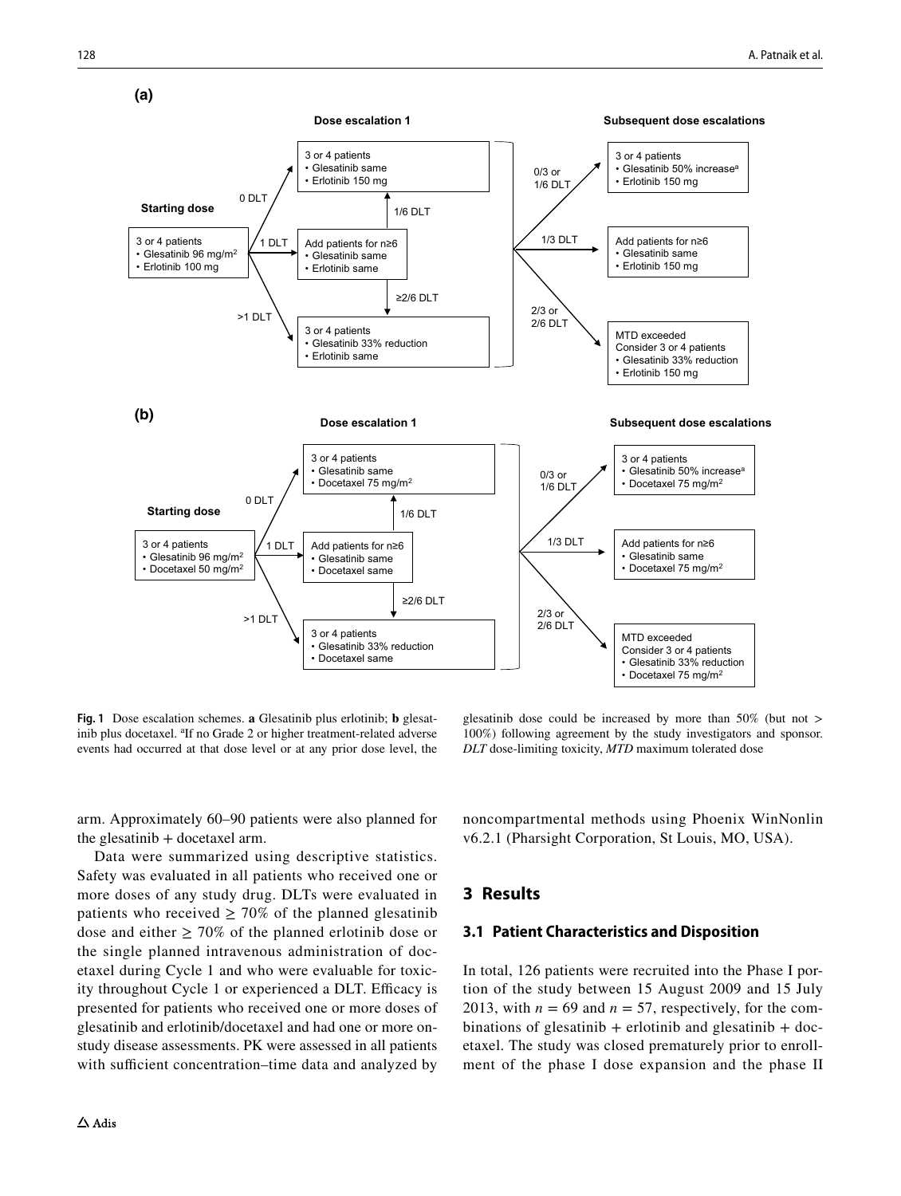**(a)**

**Dose escalation 1**

**Subsequent dose escalations**

**Starting dose**

3 or 4 patients
- Glesatinib 96 mg/m²
- Erlotinib 100 mg

0 DLT

3 or 4 patients
- Glesatinib same
- Erlotinib 150 mg

1 DLT

Add patients for n≥6
- Glesatinib same
- Erlotinib same

1/6 DLT

≥2/6 DLT

>1 DLT

3 or 4 patients
- Glesatinib 33% reduction
- Erlotinib same

0/3 or 1/6 DLT

3 or 4 patients
- Glesatinib 50% increase[a]
- Erlotinib 150 mg

1/3 DLT

Add patients for n≥6
- Glesatinib same
- Erlotinib 150 mg

2/3 or 2/6 DLT

MTD exceeded
Consider 3 or 4 patients
- Glesatinib 33% reduction
- Erlotinib 150 mg

**(b)**

**Dose escalation 1**

**Subsequent dose escalations**

**Starting dose**

3 or 4 patients
- Glesatinib 96 mg/m²
- Docetaxel 50 mg/m²

0 DLT

3 or 4 patients
- Glesatinib same
- Docetaxel 75 mg/m²

1 DLT

Add patients for n≥6
- Glesatinib same
- Docetaxel same

1/6 DLT

≥2/6 DLT

>1 DLT

3 or 4 patients
- Glesatinib 33% reduction
- Docetaxel same

0/3 or 1/6 DLT

3 or 4 patients
- Glesatinib 50% increase[a]
- Docetaxel 75 mg/m²

1/3 DLT

Add patients for n≥6
- Glesatinib same
- Docetaxel 75 mg/m²

2/3 or 2/6 DLT

MTD exceeded
Consider 3 or 4 patients
- Glesatinib 33% reduction
- Docetaxel 75 mg/m²

**Fig. 1** Dose escalation schemes. **a** Glesatinib plus erlotinib; **b** glesatinib plus docetaxel. [a]If no Grade 2 or higher treatment-related adverse events had occurred at that dose level or at any prior dose level, the glesatinib dose could be increased by more than 50% (but not > 100%) following agreement by the study investigators and sponsor. *DLT* dose-limiting toxicity, *MTD* maximum tolerated dose

arm. Approximately 60–90 patients were also planned for the glesatinib + docetaxel arm.

Data were summarized using descriptive statistics. Safety was evaluated in all patients who received one or more doses of any study drug. DLTs were evaluated in patients who received $\geq 70\%$ of the planned glesatinib dose and either $\geq 70\%$ of the planned erlotinib dose or the single planned intravenous administration of docetaxel during Cycle 1 and who were evaluable for toxicity throughout Cycle 1 or experienced a DLT. Efficacy is presented for patients who received one or more doses of glesatinib and erlotinib/docetaxel and had one or more on-study disease assessments. PK were assessed in all patients with sufficient concentration–time data and analyzed by noncompartmental methods using Phoenix WinNonlin v6.2.1 (Pharsight Corporation, St Louis, MO, USA).

## 3 Results

### 3.1 Patient Characteristics and Disposition

In total, 126 patients were recruited into the Phase I portion of the study between 15 August 2009 and 15 July 2013, with $n = 69$ and $n = 57$, respectively, for the combinations of glesatinib + erlotinib and glesatinib + docetaxel. The study was closed prematurely prior to enrollment of the phase I dose expansion and the phase II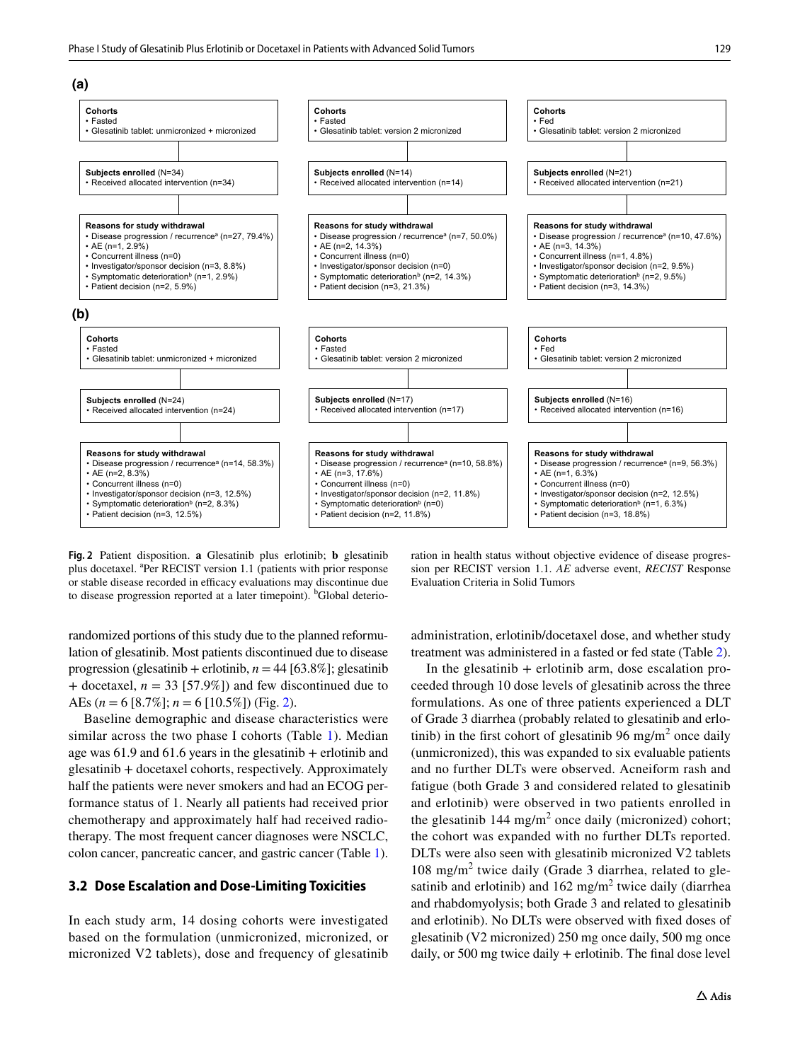**(a)**

**Cohorts**
- Fasted
- Glesatinib tablet: unmicronized + micronized

**Subjects enrolled** (N=34)
- Received allocated intervention (n=34)

**Reasons for study withdrawal**
- Disease progression / recurrence[a] (n=27, 79.4%)
- AE (n=1, 2.9%)
- Concurrent illness (n=0)
- Investigator/sponsor decision (n=3, 8.8%)
- Symptomatic deterioration[b] (n=1, 2.9%)
- Patient decision (n=2, 5.9%)

**Cohorts**
- Fasted
- Glesatinib tablet: version 2 micronized

**Subjects enrolled** (N=14)
- Received allocated intervention (n=14)

**Reasons for study withdrawal**
- Disease progression / recurrence[a] (n=7, 50.0%)
- AE (n=2, 14.3%)
- Concurrent illness (n=0)
- Investigator/sponsor decision (n=0)
- Symptomatic deterioration[b] (n=2, 14.3%)
- Patient decision (n=3, 21.3%)

**Cohorts**
- Fed
- Glesatinib tablet: version 2 micronized

**Subjects enrolled** (N=21)
- Received allocated intervention (n=21)

**Reasons for study withdrawal**
- Disease progression / recurrence[a] (n=10, 47.6%)
- AE (n=3, 14.3%)
- Concurrent illness (n=1, 4.8%)
- Investigator/sponsor decision (n=2, 9.5%)
- Symptomatic deterioration[b] (n=2, 9.5%)
- Patient decision (n=3, 14.3%)

**(b)**

**Cohorts**
- Fasted
- Glesatinib tablet: unmicronized + micronized

**Subjects enrolled** (N=24)
- Received allocated intervention (n=24)

**Reasons for study withdrawal**
- Disease progression / recurrence[a] (n=14, 58.3%)
- AE (n=2, 8.3%)
- Concurrent illness (n=0)
- Investigator/sponsor decision (n=3, 12.5%)
- Symptomatic deterioration[b] (n=2, 8.3%)
- Patient decision (n=3, 12.5%)

**Cohorts**
- Fasted
- Glesatinib tablet: version 2 micronized

**Subjects enrolled** (N=17)
- Received allocated intervention (n=17)

**Reasons for study withdrawal**
- Disease progression / recurrence[a] (n=10, 58.8%)
- AE (n=3, 17.6%)
- Concurrent illness (n=0)
- Investigator/sponsor decision (n=2, 11.8%)
- Symptomatic deterioration[b] (n=0)
- Patient decision (n=2, 11.8%)

**Cohorts**
- Fed
- Glesatinib tablet: version 2 micronized

**Subjects enrolled** (N=16)
- Received allocated intervention (n=16)

**Reasons for study withdrawal**
- Disease progression / recurrence[a] (n=9, 56.3%)
- AE (n=1, 6.3%)
- Concurrent illness (n=0)
- Investigator/sponsor decision (n=2, 12.5%)
- Symptomatic deterioration[b] (n=1, 6.3%)
- Patient decision (n=3, 18.8%)

**Fig. 2** Patient disposition. **a** Glesatinib plus erlotinib; **b** glesatinib plus docetaxel. [a]Per RECIST version 1.1 (patients with prior response or stable disease recorded in efficacy evaluations may discontinue due to disease progression reported at a later timepoint). [b]Global deterioration in health status without objective evidence of disease progression per RECIST version 1.1. *AE* adverse event, *RECIST* Response Evaluation Criteria in Solid Tumors

randomized portions of this study due to the planned reformulation of glesatinib. Most patients discontinued due to disease progression (glesatinib + erlotinib, $n = 44$ [63.8%]; glesatinib + docetaxel, $n = 33$ [57.9%]) and few discontinued due to AEs ($n = 6$ [8.7%]; $n = 6$ [10.5%]) (Fig. 2).

Baseline demographic and disease characteristics were similar across the two phase I cohorts (Table 1). Median age was 61.9 and 61.6 years in the glesatinib + erlotinib and glesatinib + docetaxel cohorts, respectively. Approximately half the patients were never smokers and had an ECOG performance status of 1. Nearly all patients had received prior chemotherapy and approximately half had received radiotherapy. The most frequent cancer diagnoses were NSCLC, colon cancer, pancreatic cancer, and gastric cancer (Table 1).

### 3.2 Dose Escalation and Dose-Limiting Toxicities

In each study arm, 14 dosing cohorts were investigated based on the formulation (unmicronized, micronized, or micronized V2 tablets), dose and frequency of glesatinib administration, erlotinib/docetaxel dose, and whether study treatment was administered in a fasted or fed state (Table 2).

In the glesatinib + erlotinib arm, dose escalation proceeded through 10 dose levels of glesatinib across the three formulations. As one of three patients experienced a DLT of Grade 3 diarrhea (probably related to glesatinib and erlotinib) in the first cohort of glesatinib 96 mg/m$^2$ once daily (unmicronized), this was expanded to six evaluable patients and no further DLTs were observed. Acneiform rash and fatigue (both Grade 3 and considered related to glesatinib and erlotinib) were observed in two patients enrolled in the glesatinib 144 mg/m$^2$ once daily (micronized) cohort; the cohort was expanded with no further DLTs reported. DLTs were also seen with glesatinib micronized V2 tablets 108 mg/m$^2$ twice daily (Grade 3 diarrhea, related to glesatinib and erlotinib) and 162 mg/m$^2$ twice daily (diarrhea and rhabdomyolysis; both Grade 3 and related to glesatinib and erlotinib). No DLTs were observed with fixed doses of glesatinib (V2 micronized) 250 mg once daily, 500 mg once daily, or 500 mg twice daily + erlotinib. The final dose level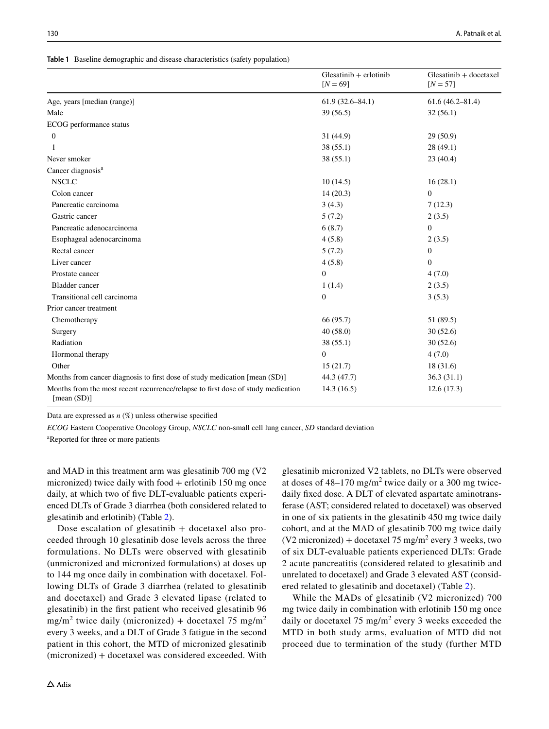**Table 1** Baseline demographic and disease characteristics (safety population)

| | Glesatinib + erlotinib [N = 69] | Glesatinib + docetaxel [N = 57] |
|---|---|---|
| Age, years [median (range)] | 61.9 (32.6–84.1) | 61.6 (46.2–81.4) |
| Male | 39 (56.5) | 32 (56.1) |
| ECOG performance status | | |
| 0 | 31 (44.9) | 29 (50.9) |
| 1 | 38 (55.1) | 28 (49.1) |
| Never smoker | 38 (55.1) | 23 (40.4) |
| Cancer diagnosis[a] | | |
| NSCLC | 10 (14.5) | 16 (28.1) |
| Colon cancer | 14 (20.3) | 0 |
| Pancreatic carcinoma | 3 (4.3) | 7 (12.3) |
| Gastric cancer | 5 (7.2) | 2 (3.5) |
| Pancreatic adenocarcinoma | 6 (8.7) | 0 |
| Esophageal adenocarcinoma | 4 (5.8) | 2 (3.5) |
| Rectal cancer | 5 (7.2) | 0 |
| Liver cancer | 4 (5.8) | 0 |
| Prostate cancer | 0 | 4 (7.0) |
| Bladder cancer | 1 (1.4) | 2 (3.5) |
| Transitional cell carcinoma | 0 | 3 (5.3) |
| Prior cancer treatment | | |
| Chemotherapy | 66 (95.7) | 51 (89.5) |
| Surgery | 40 (58.0) | 30 (52.6) |
| Radiation | 38 (55.1) | 30 (52.6) |
| Hormonal therapy | 0 | 4 (7.0) |
| Other | 15 (21.7) | 18 (31.6) |
| Months from cancer diagnosis to first dose of study medication [mean (SD)] | 44.3 (47.7) | 36.3 (31.1) |
| Months from the most recent recurrence/relapse to first dose of study medication [mean (SD)] | 14.3 (16.5) | 12.6 (17.3) |

Data are expressed as *n* (%) unless otherwise specified

*ECOG* Eastern Cooperative Oncology Group, *NSCLC* non-small cell lung cancer, *SD* standard deviation

[a]Reported for three or more patients

and MAD in this treatment arm was glesatinib 700 mg (V2 micronized) twice daily with food + erlotinib 150 mg once daily, at which two of five DLT-evaluable patients experienced DLTs of Grade 3 diarrhea (both considered related to glesatinib and erlotinib) (Table 2).

Dose escalation of glesatinib + docetaxel also proceeded through 10 glesatinib dose levels across the three formulations. No DLTs were observed with glesatinib (unmicronized and micronized formulations) at doses up to 144 mg once daily in combination with docetaxel. Following DLTs of Grade 3 diarrhea (related to glesatinib and docetaxel) and Grade 3 elevated lipase (related to glesatinib) in the first patient who received glesatinib 96 mg/m$^2$ twice daily (micronized) + docetaxel 75 mg/m$^2$ every 3 weeks, and a DLT of Grade 3 fatigue in the second patient in this cohort, the MTD of micronized glesatinib (micronized) + docetaxel was considered exceeded. With glesatinib micronized V2 tablets, no DLTs were observed at doses of 48–170 mg/m$^2$ twice daily or a 300 mg twice-daily fixed dose. A DLT of elevated aspartate aminotransferase (AST; considered related to docetaxel) was observed in one of six patients in the glesatinib 450 mg twice daily cohort, and at the MAD of glesatinib 700 mg twice daily (V2 micronized) + docetaxel 75 mg/m$^2$ every 3 weeks, two of six DLT-evaluable patients experienced DLTs: Grade 2 acute pancreatitis (considered related to glesatinib and unrelated to docetaxel) and Grade 3 elevated AST (considered related to glesatinib and docetaxel) (Table 2).

While the MADs of glesatinib (V2 micronized) 700 mg twice daily in combination with erlotinib 150 mg once daily or docetaxel 75 mg/m$^2$ every 3 weeks exceeded the MTD in both study arms, evaluation of MTD did not proceed due to termination of the study (further MTD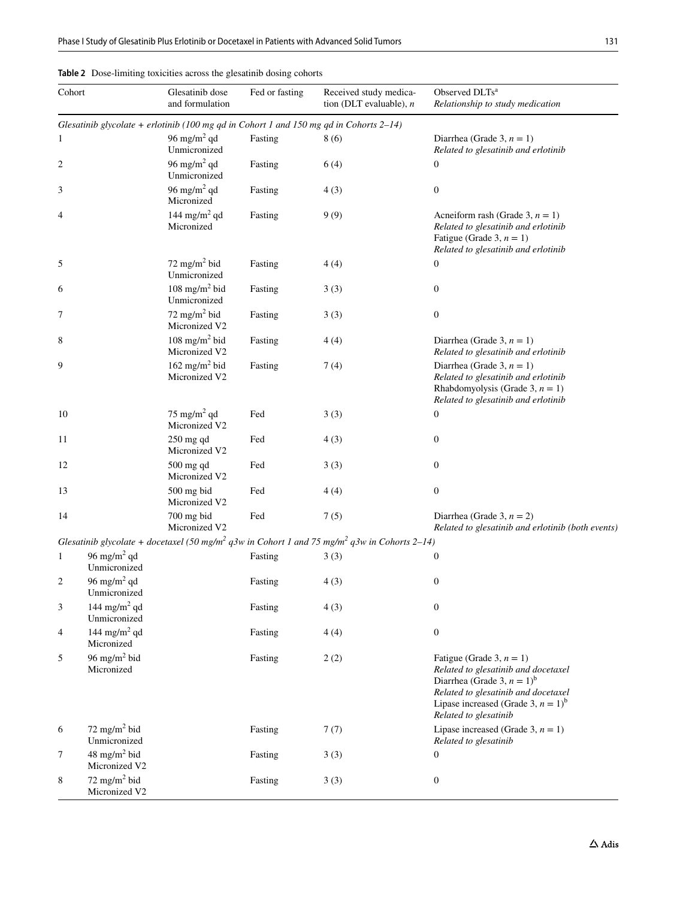**Table 2** Dose-limiting toxicities across the glesatinib dosing cohorts

| Cohort | Glesatinib dose and formulation | Fed or fasting | Received study medication (DLT evaluable), *n* | Observed DLTs[a] *Relationship to study medication* |
|---|---|---|---|---|
| *Glesatinib glycolate + erlotinib (100 mg qd in Cohort 1 and 150 mg qd in Cohorts 2–14)* | | | | |
| 1 | 96 mg/m$^2$ qd Unmicronized | Fasting | 8 (6) | Diarrhea (Grade 3, $n = 1$) *Related to glesatinib and erlotinib* |
| 2 | 96 mg/m$^2$ qd Unmicronized | Fasting | 6 (4) | 0 |
| 3 | 96 mg/m$^2$ qd Micronized | Fasting | 4 (3) | 0 |
| 4 | 144 mg/m$^2$ qd Micronized | Fasting | 9 (9) | Acneiform rash (Grade 3, $n = 1$) *Related to glesatinib and erlotinib* Fatigue (Grade 3, $n = 1$) *Related to glesatinib and erlotinib* |
| 5 | 72 mg/m$^2$ bid Unmicronized | Fasting | 4 (4) | 0 |
| 6 | 108 mg/m$^2$ bid Unmicronized | Fasting | 3 (3) | 0 |
| 7 | 72 mg/m$^2$ bid Micronized V2 | Fasting | 3 (3) | 0 |
| 8 | 108 mg/m$^2$ bid Micronized V2 | Fasting | 4 (4) | Diarrhea (Grade 3, $n = 1$) *Related to glesatinib and erlotinib* |
| 9 | 162 mg/m$^2$ bid Micronized V2 | Fasting | 7 (4) | Diarrhea (Grade 3, $n = 1$) *Related to glesatinib and erlotinib* Rhabdomyolysis (Grade 3, $n = 1$) *Related to glesatinib and erlotinib* |
| 10 | 75 mg/m$^2$ qd Micronized V2 | Fed | 3 (3) | 0 |
| 11 | 250 mg qd Micronized V2 | Fed | 4 (3) | 0 |
| 12 | 500 mg qd Micronized V2 | Fed | 3 (3) | 0 |
| 13 | 500 mg bid Micronized V2 | Fed | 4 (4) | 0 |
| 14 | 700 mg bid Micronized V2 | Fed | 7 (5) | Diarrhea (Grade 3, $n = 2$) *Related to glesatinib and erlotinib (both events)* |
| *Glesatinib glycolate + docetaxel (50 mg/m$^2$ q3w in Cohort 1 and 75 mg/m$^2$ q3w in Cohorts 2–14)* | | | | |
| 1 | 96 mg/m$^2$ qd Unmicronized | Fasting | 3 (3) | 0 |
| 2 | 96 mg/m$^2$ qd Unmicronized | Fasting | 4 (3) | 0 |
| 3 | 144 mg/m$^2$ qd Unmicronized | Fasting | 4 (3) | 0 |
| 4 | 144 mg/m$^2$ qd Micronized | Fasting | 4 (4) | 0 |
| 5 | 96 mg/m$^2$ bid Micronized | Fasting | 2 (2) | Fatigue (Grade 3, $n = 1$) *Related to glesatinib and docetaxel* Diarrhea (Grade 3, $n = 1$)[b] *Related to glesatinib and docetaxel* Lipase increased (Grade 3, $n = 1$)[b] *Related to glesatinib* |
| 6 | 72 mg/m$^2$ bid Unmicronized | Fasting | 7 (7) | Lipase increased (Grade 3, $n = 1$) *Related to glesatinib* |
| 7 | 48 mg/m$^2$ bid Micronized V2 | Fasting | 3 (3) | 0 |
| 8 | 72 mg/m$^2$ bid Micronized V2 | Fasting | 3 (3) | 0 |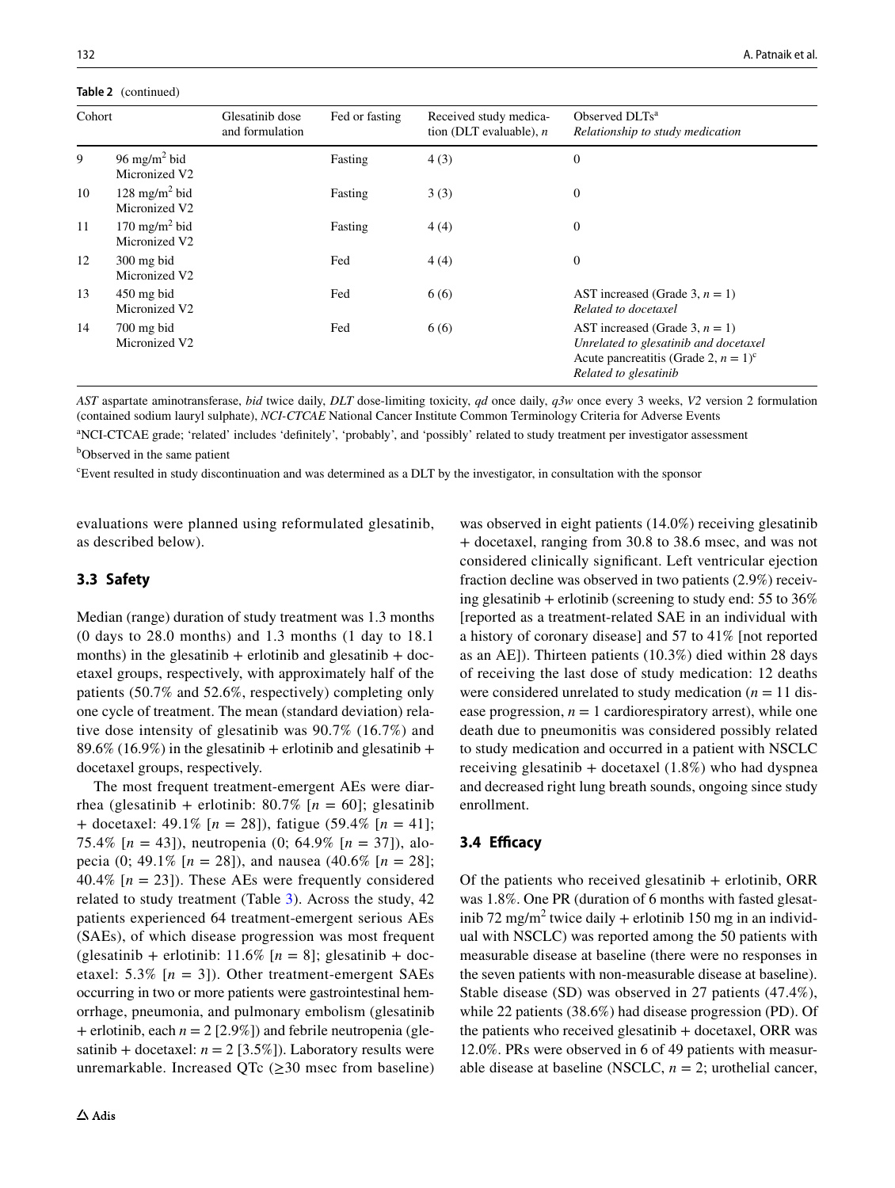**Table 2** (continued)

| Cohort | | Glesatinib dose and formulation | Fed or fasting | Received study medication (DLT evaluable), *n* | Observed DLTs[a] *Relationship to study medication* |
|---|---|---|---|---|---|
| 9 | 96 mg/m$^2$ bid Micronized V2 | | Fasting | 4 (3) | 0 |
| 10 | 128 mg/m$^2$ bid Micronized V2 | | Fasting | 3 (3) | 0 |
| 11 | 170 mg/m$^2$ bid Micronized V2 | | Fasting | 4 (4) | 0 |
| 12 | 300 mg bid Micronized V2 | | Fed | 4 (4) | 0 |
| 13 | 450 mg bid Micronized V2 | | Fed | 6 (6) | AST increased (Grade 3, $n = 1$) *Related to docetaxel* |
| 14 | 700 mg bid Micronized V2 | | Fed | 6 (6) | AST increased (Grade 3, $n = 1$) *Unrelated to glesatinib and docetaxel* Acute pancreatitis (Grade 2, $n = 1$)[c] *Related to glesatinib* |

*AST* aspartate aminotransferase, *bid* twice daily, *DLT* dose-limiting toxicity, *qd* once daily, *q3w* once every 3 weeks, *V2* version 2 formulation (contained sodium lauryl sulphate), *NCI-CTCAE* National Cancer Institute Common Terminology Criteria for Adverse Events

[a]NCI-CTCAE grade; 'related' includes 'definitely', 'probably', and 'possibly' related to study treatment per investigator assessment

[b]Observed in the same patient

[c]Event resulted in study discontinuation and was determined as a DLT by the investigator, in consultation with the sponsor

evaluations were planned using reformulated glesatinib, as described below).

### 3.3 Safety

Median (range) duration of study treatment was 1.3 months (0 days to 28.0 months) and 1.3 months (1 day to 18.1 months) in the glesatinib + erlotinib and glesatinib + docetaxel groups, respectively, with approximately half of the patients (50.7% and 52.6%, respectively) completing only one cycle of treatment. The mean (standard deviation) relative dose intensity of glesatinib was 90.7% (16.7%) and 89.6% (16.9%) in the glesatinib + erlotinib and glesatinib + docetaxel groups, respectively.

The most frequent treatment-emergent AEs were diarrhea (glesatinib + erlotinib: 80.7% [$n = 60$]; glesatinib + docetaxel: 49.1% [$n = 28$]), fatigue (59.4% [$n = 41$]; 75.4% [$n = 43$]), neutropenia (0; 64.9% [$n = 37$]), alopecia (0; 49.1% [$n = 28$]), and nausea (40.6% [$n = 28$]; 40.4% [$n = 23$]). These AEs were frequently considered related to study treatment (Table 3). Across the study, 42 patients experienced 64 treatment-emergent serious AEs (SAEs), of which disease progression was most frequent (glesatinib + erlotinib: 11.6% [$n = 8$]; glesatinib + docetaxel: 5.3% [$n = 3$]). Other treatment-emergent SAEs occurring in two or more patients were gastrointestinal hemorrhage, pneumonia, and pulmonary embolism (glesatinib + erlotinib, each $n = 2$ [2.9%]) and febrile neutropenia (glesatinib + docetaxel: $n = 2$ [3.5%]). Laboratory results were unremarkable. Increased QTc (≥30 msec from baseline) was observed in eight patients (14.0%) receiving glesatinib + docetaxel, ranging from 30.8 to 38.6 msec, and was not considered clinically significant. Left ventricular ejection fraction decline was observed in two patients (2.9%) receiving glesatinib + erlotinib (screening to study end: 55 to 36% [reported as a treatment-related SAE in an individual with a history of coronary disease] and 57 to 41% [not reported as an AE]). Thirteen patients (10.3%) died within 28 days of receiving the last dose of study medication: 12 deaths were considered unrelated to study medication ($n = 11$ disease progression, $n = 1$ cardiorespiratory arrest), while one death due to pneumonitis was considered possibly related to study medication and occurred in a patient with NSCLC receiving glesatinib + docetaxel (1.8%) who had dyspnea and decreased right lung breath sounds, ongoing since study enrollment.

### 3.4 Efficacy

Of the patients who received glesatinib + erlotinib, ORR was 1.8%. One PR (duration of 6 months with fasted glesatinib 72 mg/m$^2$ twice daily + erlotinib 150 mg in an individual with NSCLC) was reported among the 50 patients with measurable disease at baseline (there were no responses in the seven patients with non-measurable disease at baseline). Stable disease (SD) was observed in 27 patients (47.4%), while 22 patients (38.6%) had disease progression (PD). Of the patients who received glesatinib + docetaxel, ORR was 12.0%. PRs were observed in 6 of 49 patients with measurable disease at baseline (NSCLC, $n = 2$; urothelial cancer,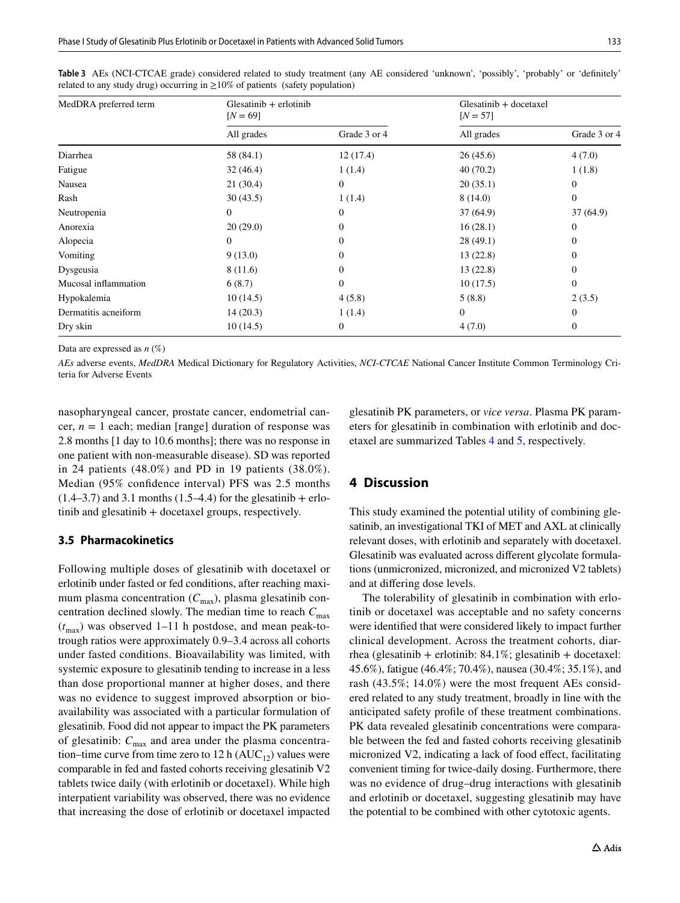**Table 3** AEs (NCI-CTCAE grade) considered related to study treatment (any AE considered 'unknown', 'possibly', 'probably' or 'definitely' related to any study drug) occurring in ≥10% of patients (safety population)

| MedDRA preferred term | Glesatinib + erlotinib [$N = 69$] | | Glesatinib + docetaxel [$N = 57$] | |
|---|---|---|---|---|
| | All grades | Grade 3 or 4 | All grades | Grade 3 or 4 |
| Diarrhea | 58 (84.1) | 12 (17.4) | 26 (45.6) | 4 (7.0) |
| Fatigue | 32 (46.4) | 1 (1.4) | 40 (70.2) | 1 (1.8) |
| Nausea | 21 (30.4) | 0 | 20 (35.1) | 0 |
| Rash | 30 (43.5) | 1 (1.4) | 8 (14.0) | 0 |
| Neutropenia | 0 | 0 | 37 (64.9) | 37 (64.9) |
| Anorexia | 20 (29.0) | 0 | 16 (28.1) | 0 |
| Alopecia | 0 | 0 | 28 (49.1) | 0 |
| Vomiting | 9 (13.0) | 0 | 13 (22.8) | 0 |
| Dysgeusia | 8 (11.6) | 0 | 13 (22.8) | 0 |
| Mucosal inflammation | 6 (8.7) | 0 | 10 (17.5) | 0 |
| Hypokalemia | 10 (14.5) | 4 (5.8) | 5 (8.8) | 2 (3.5) |
| Dermatitis acneiform | 14 (20.3) | 1 (1.4) | 0 | 0 |
| Dry skin | 10 (14.5) | 0 | 4 (7.0) | 0 |

Data are expressed as $n$ (%)

*AEs* adverse events, *MedDRA* Medical Dictionary for Regulatory Activities, *NCI-CTCAE* National Cancer Institute Common Terminology Criteria for Adverse Events

nasopharyngeal cancer, prostate cancer, endometrial cancer, $n = 1$ each; median [range] duration of response was 2.8 months [1 day to 10.6 months]; there was no response in one patient with non-measurable disease). SD was reported in 24 patients (48.0%) and PD in 19 patients (38.0%). Median (95% confidence interval) PFS was 2.5 months (1.4–3.7) and 3.1 months (1.5–4.4) for the glesatinib + erlotinib and glesatinib + docetaxel groups, respectively.

### 3.5 Pharmacokinetics

Following multiple doses of glesatinib with docetaxel or erlotinib under fasted or fed conditions, after reaching maximum plasma concentration ($C_{max}$), plasma glesatinib concentration declined slowly. The median time to reach $C_{max}$ ($t_{max}$) was observed 1–11 h postdose, and mean peak-to-trough ratios were approximately 0.9–3.4 across all cohorts under fasted conditions. Bioavailability was limited, with systemic exposure to glesatinib tending to increase in a less than dose proportional manner at higher doses, and there was no evidence to suggest improved absorption or bioavailability was associated with a particular formulation of glesatinib. Food did not appear to impact the PK parameters of glesatinib: $C_{max}$ and area under the plasma concentration–time curve from time zero to 12 h ($AUC_{12}$) values were comparable in fed and fasted cohorts receiving glesatinib V2 tablets twice daily (with erlotinib or docetaxel). While high interpatient variability was observed, there was no evidence that increasing the dose of erlotinib or docetaxel impacted glesatinib PK parameters, or *vice versa*. Plasma PK parameters for glesatinib in combination with erlotinib and docetaxel are summarized Tables 4 and 5, respectively.

## 4 Discussion

This study examined the potential utility of combining glesatinib, an investigational TKI of MET and AXL at clinically relevant doses, with erlotinib and separately with docetaxel. Glesatinib was evaluated across different glycolate formulations (unmicronized, micronized, and micronized V2 tablets) and at differing dose levels.

The tolerability of glesatinib in combination with erlotinib or docetaxel was acceptable and no safety concerns were identified that were considered likely to impact further clinical development. Across the treatment cohorts, diarrhea (glesatinib + erlotinib: 84.1%; glesatinib + docetaxel: 45.6%), fatigue (46.4%; 70.4%), nausea (30.4%; 35.1%), and rash (43.5%; 14.0%) were the most frequent AEs considered related to any study treatment, broadly in line with the anticipated safety profile of these treatment combinations. PK data revealed glesatinib concentrations were comparable between the fed and fasted cohorts receiving glesatinib micronized V2, indicating a lack of food effect, facilitating convenient timing for twice-daily dosing. Furthermore, there was no evidence of drug–drug interactions with glesatinib and erlotinib or docetaxel, suggesting glesatinib may have the potential to be combined with other cytotoxic agents.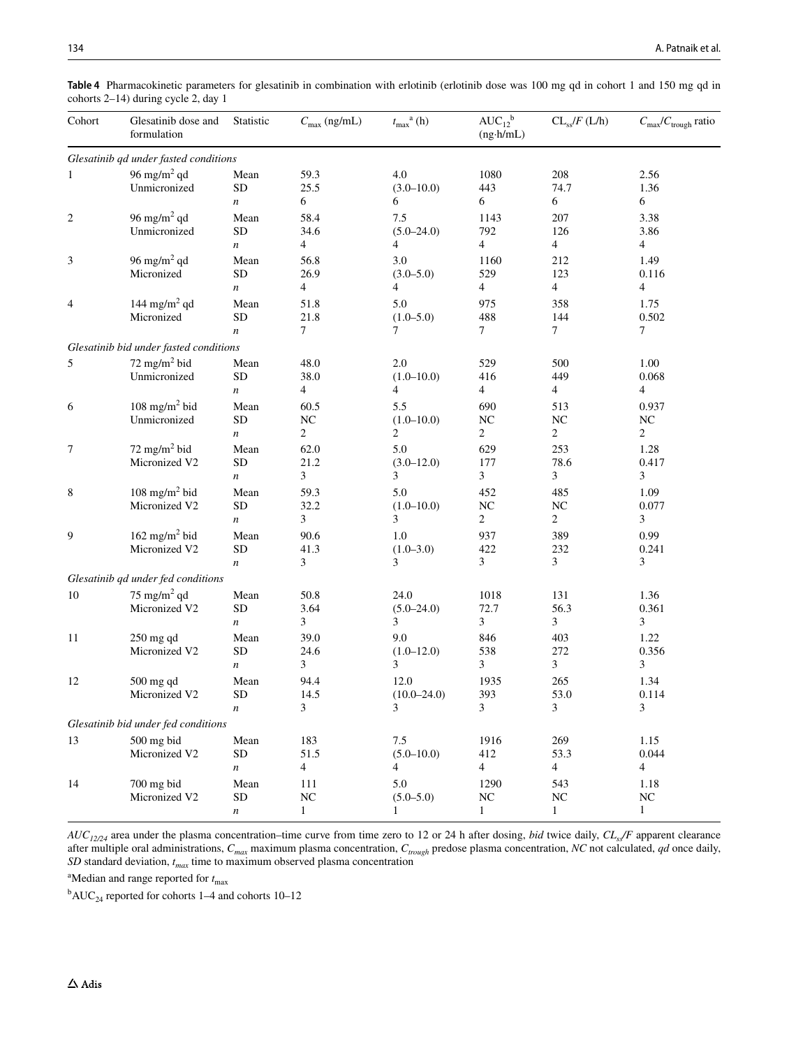**Table 4** Pharmacokinetic parameters for glesatinib in combination with erlotinib (erlotinib dose was 100 mg qd in cohort 1 and 150 mg qd in cohorts 2–14) during cycle 2, day 1

| Cohort | Glesatinib dose and formulation | Statistic | $C_{max}$ (ng/mL) | $t_{max}$[a] (h) | $AUC_{12}$[b] (ng·h/mL) | $CL_{ss}/F$ (L/h) | $C_{max}/C_{trough}$ ratio |
|---|---|---|---|---|---|---|---|
| *Glesatinib qd under fasted conditions* | | | | | | | |
| 1 | 96 mg/m² qd Unmicronized | Mean | 59.3 | 4.0 | 1080 | 208 | 2.56 |
| | | SD | 25.5 | (3.0–10.0) | 443 | 74.7 | 1.36 |
| | | *n* | 6 | 6 | 6 | 6 | 6 |
| 2 | 96 mg/m² qd Unmicronized | Mean | 58.4 | 7.5 | 1143 | 207 | 3.38 |
| | | SD | 34.6 | (5.0–24.0) | 792 | 126 | 3.86 |
| | | *n* | 4 | 4 | 4 | 4 | 4 |
| 3 | 96 mg/m² qd Micronized | Mean | 56.8 | 3.0 | 1160 | 212 | 1.49 |
| | | SD | 26.9 | (3.0–5.0) | 529 | 123 | 0.116 |
| | | *n* | 4 | 4 | 4 | 4 | 4 |
| 4 | 144 mg/m² qd Micronized | Mean | 51.8 | 5.0 | 975 | 358 | 1.75 |
| | | SD | 21.8 | (1.0–5.0) | 488 | 144 | 0.502 |
| | | *n* | 7 | 7 | 7 | 7 | 7 |
| *Glesatinib bid under fasted conditions* | | | | | | | |
| 5 | 72 mg/m² bid Unmicronized | Mean | 48.0 | 2.0 | 529 | 500 | 1.00 |
| | | SD | 38.0 | (1.0–10.0) | 416 | 449 | 0.068 |
| | | *n* | 4 | 4 | 4 | 4 | 4 |
| 6 | 108 mg/m² bid Unmicronized | Mean | 60.5 | 5.5 | 690 | 513 | 0.937 |
| | | SD | NC | (1.0–10.0) | NC | NC | NC |
| | | *n* | 2 | 2 | 2 | 2 | 2 |
| 7 | 72 mg/m² bid Micronized V2 | Mean | 62.0 | 5.0 | 629 | 253 | 1.28 |
| | | SD | 21.2 | (3.0–12.0) | 177 | 78.6 | 0.417 |
| | | *n* | 3 | 3 | 3 | 3 | 3 |
| 8 | 108 mg/m² bid Micronized V2 | Mean | 59.3 | 5.0 | 452 | 485 | 1.09 |
| | | SD | 32.2 | (1.0–10.0) | NC | NC | 0.077 |
| | | *n* | 3 | 3 | 2 | 2 | 3 |
| 9 | 162 mg/m² bid Micronized V2 | Mean | 90.6 | 1.0 | 937 | 389 | 0.99 |
| | | SD | 41.3 | (1.0–3.0) | 422 | 232 | 0.241 |
| | | *n* | 3 | 3 | 3 | 3 | 3 |
| *Glesatinib qd under fed conditions* | | | | | | | |
| 10 | 75 mg/m² qd Micronized V2 | Mean | 50.8 | 24.0 | 1018 | 131 | 1.36 |
| | | SD | 3.64 | (5.0–24.0) | 72.7 | 56.3 | 0.361 |
| | | *n* | 3 | 3 | 3 | 3 | 3 |
| 11 | 250 mg qd Micronized V2 | Mean | 39.0 | 9.0 | 846 | 403 | 1.22 |
| | | SD | 24.6 | (1.0–12.0) | 538 | 272 | 0.356 |
| | | *n* | 3 | 3 | 3 | 3 | 3 |
| 12 | 500 mg qd Micronized V2 | Mean | 94.4 | 12.0 | 1935 | 265 | 1.34 |
| | | SD | 14.5 | (10.0–24.0) | 393 | 53.0 | 0.114 |
| | | *n* | 3 | 3 | 3 | 3 | 3 |
| *Glesatinib bid under fed conditions* | | | | | | | |
| 13 | 500 mg bid Micronized V2 | Mean | 183 | 7.5 | 1916 | 269 | 1.15 |
| | | SD | 51.5 | (5.0–10.0) | 412 | 53.3 | 0.044 |
| | | *n* | 4 | 4 | 4 | 4 | 4 |
| 14 | 700 mg bid Micronized V2 | Mean | 111 | 5.0 | 1290 | 543 | 1.18 |
| | | SD | NC | (5.0–5.0) | NC | NC | NC |
| | | *n* | 1 | 1 | 1 | 1 | 1 |

$AUC_{12/24}$ area under the plasma concentration–time curve from time zero to 12 or 24 h after dosing, *bid* twice daily, $CL_{ss}/F$ apparent clearance after multiple oral administrations, $C_{max}$ maximum plasma concentration, $C_{trough}$ predose plasma concentration, *NC* not calculated, *qd* once daily, *SD* standard deviation, $t_{max}$ time to maximum observed plasma concentration

[a]Median and range reported for $t_{max}$

[b]$AUC_{24}$ reported for cohorts 1–4 and cohorts 10–12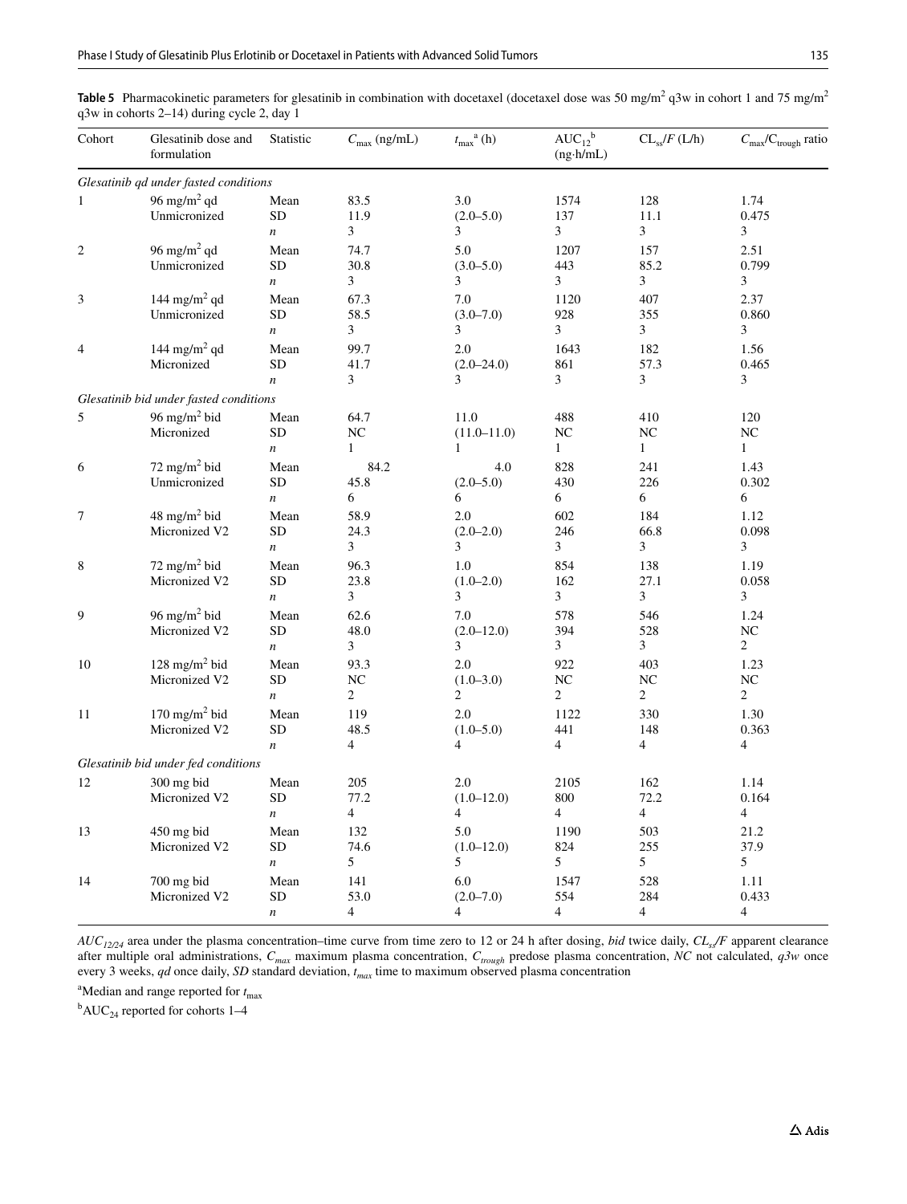**Table 5** Pharmacokinetic parameters for glesatinib in combination with docetaxel (docetaxel dose was 50 mg/m$^2$ q3w in cohort 1 and 75 mg/m$^2$ q3w in cohorts 2–14) during cycle 2, day 1

| Cohort | Glesatinib dose and formulation | Statistic | $C_{max}$ (ng/mL) | $t_{max}$[a] (h) | $AUC_{12}$[b] (ng·h/mL) | $CL_{ss}/F$ (L/h) | $C_{max}/C_{trough}$ ratio |
|---|---|---|---|---|---|---|---|
| *Glesatinib qd under fasted conditions* | | | | | | | |
| 1 | 96 mg/m$^2$ qd Unmicronized | Mean | 83.5 | 3.0 | 1574 | 128 | 1.74 |
| | | SD | 11.9 | (2.0–5.0) | 137 | 11.1 | 0.475 |
| | | $n$ | 3 | 3 | 3 | 3 | 3 |
| 2 | 96 mg/m$^2$ qd Unmicronized | Mean | 74.7 | 5.0 | 1207 | 157 | 2.51 |
| | | SD | 30.8 | (3.0–5.0) | 443 | 85.2 | 0.799 |
| | | $n$ | 3 | 3 | 3 | 3 | 3 |
| 3 | 144 mg/m$^2$ qd Unmicronized | Mean | 67.3 | 7.0 | 1120 | 407 | 2.37 |
| | | SD | 58.5 | (3.0–7.0) | 928 | 355 | 0.860 |
| | | $n$ | 3 | 3 | 3 | 3 | 3 |
| 4 | 144 mg/m$^2$ qd Micronized | Mean | 99.7 | 2.0 | 1643 | 182 | 1.56 |
| | | SD | 41.7 | (2.0–24.0) | 861 | 57.3 | 0.465 |
| | | $n$ | 3 | 3 | 3 | 3 | 3 |
| *Glesatinib bid under fasted conditions* | | | | | | | |
| 5 | 96 mg/m$^2$ bid Micronized | Mean | 64.7 | 11.0 | 488 | 410 | 120 |
| | | SD | NC | (11.0–11.0) | NC | NC | NC |
| | | $n$ | 1 | 1 | 1 | 1 | 1 |
| 6 | 72 mg/m$^2$ bid Unmicronized | Mean | 84.2 | 4.0 | 828 | 241 | 1.43 |
| | | SD | 45.8 | (2.0–5.0) | 430 | 226 | 0.302 |
| | | $n$ | 6 | 6 | 6 | 6 | 6 |
| 7 | 48 mg/m$^2$ bid Micronized V2 | Mean | 58.9 | 2.0 | 602 | 184 | 1.12 |
| | | SD | 24.3 | (2.0–2.0) | 246 | 66.8 | 0.098 |
| | | $n$ | 3 | 3 | 3 | 3 | 3 |
| 8 | 72 mg/m$^2$ bid Micronized V2 | Mean | 96.3 | 1.0 | 854 | 138 | 1.19 |
| | | SD | 23.8 | (1.0–2.0) | 162 | 27.1 | 0.058 |
| | | $n$ | 3 | 3 | 3 | 3 | 3 |
| 9 | 96 mg/m$^2$ bid Micronized V2 | Mean | 62.6 | 7.0 | 578 | 546 | 1.24 |
| | | SD | 48.0 | (2.0–12.0) | 394 | 528 | NC |
| | | $n$ | 3 | 3 | 3 | 3 | 2 |
| 10 | 128 mg/m$^2$ bid Micronized V2 | Mean | 93.3 | 2.0 | 922 | 403 | 1.23 |
| | | SD | NC | (1.0–3.0) | NC | NC | NC |
| | | $n$ | 2 | 2 | 2 | 2 | 2 |
| 11 | 170 mg/m$^2$ bid Micronized V2 | Mean | 119 | 2.0 | 1122 | 330 | 1.30 |
| | | SD | 48.5 | (1.0–5.0) | 441 | 148 | 0.363 |
| | | $n$ | 4 | 4 | 4 | 4 | 4 |
| *Glesatinib bid under fed conditions* | | | | | | | |
| 12 | 300 mg bid Micronized V2 | Mean | 205 | 2.0 | 2105 | 162 | 1.14 |
| | | SD | 77.2 | (1.0–12.0) | 800 | 72.2 | 0.164 |
| | | $n$ | 4 | 4 | 4 | 4 | 4 |
| 13 | 450 mg bid Micronized V2 | Mean | 132 | 5.0 | 1190 | 503 | 21.2 |
| | | SD | 74.6 | (1.0–12.0) | 824 | 255 | 37.9 |
| | | $n$ | 5 | 5 | 5 | 5 | 5 |
| 14 | 700 mg bid Micronized V2 | Mean | 141 | 6.0 | 1547 | 528 | 1.11 |
| | | SD | 53.0 | (2.0–7.0) | 554 | 284 | 0.433 |
| | | $n$ | 4 | 4 | 4 | 4 | 4 |

*$AUC_{12/24}$* area under the plasma concentration–time curve from time zero to 12 or 24 h after dosing, *bid* twice daily, *$CL_{ss}/F$* apparent clearance after multiple oral administrations, *$C_{max}$* maximum plasma concentration, *$C_{trough}$* predose plasma concentration, *NC* not calculated, *q3w* once every 3 weeks, *qd* once daily, *SD* standard deviation, *$t_{max}$* time to maximum observed plasma concentration

[a]Median and range reported for $t_{max}$

[b]$AUC_{24}$ reported for cohorts 1–4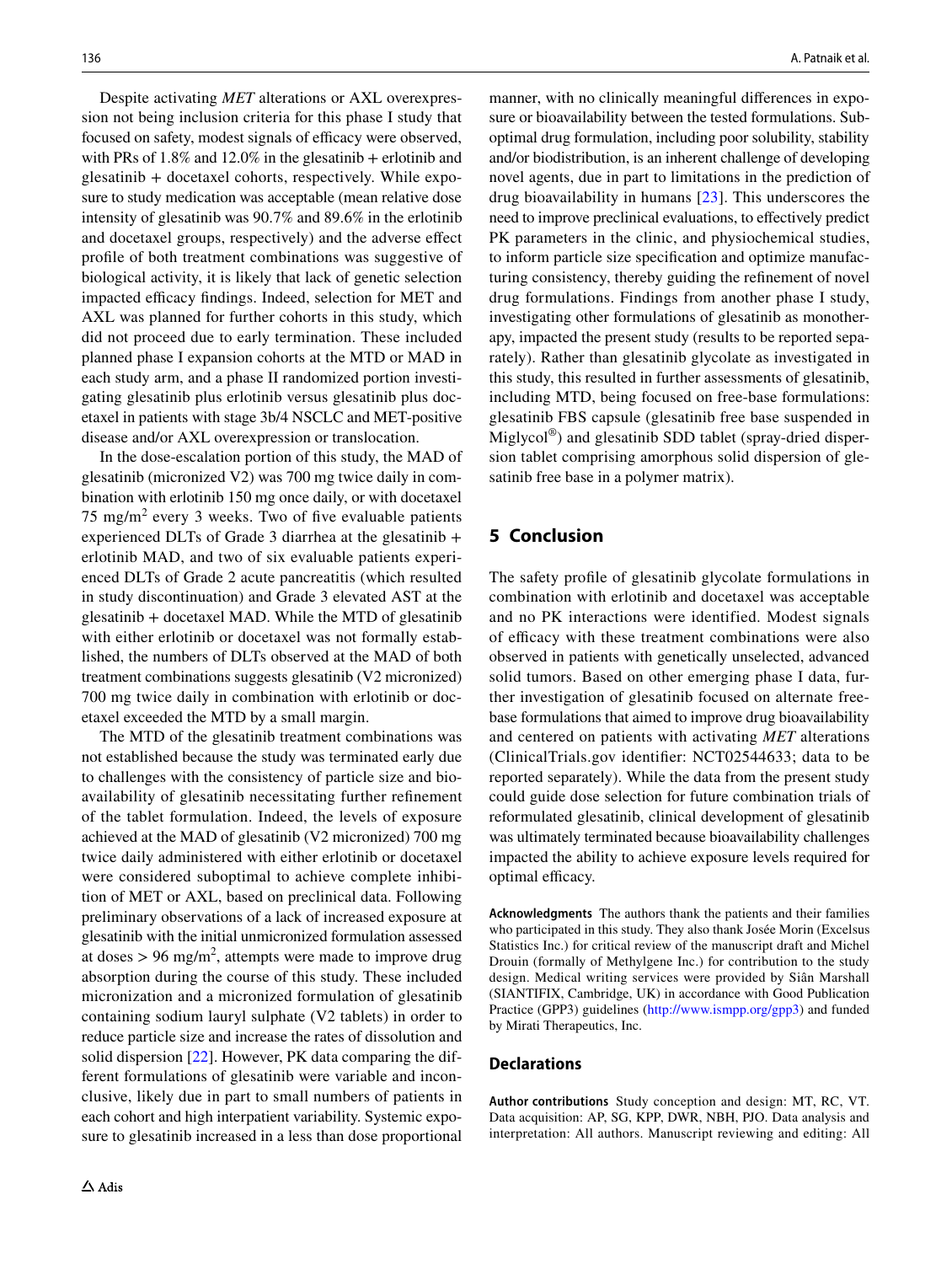Despite activating *MET* alterations or AXL overexpression not being inclusion criteria for this phase I study that focused on safety, modest signals of efficacy were observed, with PRs of 1.8% and 12.0% in the glesatinib + erlotinib and glesatinib + docetaxel cohorts, respectively. While exposure to study medication was acceptable (mean relative dose intensity of glesatinib was 90.7% and 89.6% in the erlotinib and docetaxel groups, respectively) and the adverse effect profile of both treatment combinations was suggestive of biological activity, it is likely that lack of genetic selection impacted efficacy findings. Indeed, selection for MET and AXL was planned for further cohorts in this study, which did not proceed due to early termination. These included planned phase I expansion cohorts at the MTD or MAD in each study arm, and a phase II randomized portion investigating glesatinib plus erlotinib versus glesatinib plus docetaxel in patients with stage 3b/4 NSCLC and MET-positive disease and/or AXL overexpression or translocation.

In the dose-escalation portion of this study, the MAD of glesatinib (micronized V2) was 700 mg twice daily in combination with erlotinib 150 mg once daily, or with docetaxel 75 mg/m$^2$ every 3 weeks. Two of five evaluable patients experienced DLTs of Grade 3 diarrhea at the glesatinib + erlotinib MAD, and two of six evaluable patients experienced DLTs of Grade 2 acute pancreatitis (which resulted in study discontinuation) and Grade 3 elevated AST at the glesatinib + docetaxel MAD. While the MTD of glesatinib with either erlotinib or docetaxel was not formally established, the numbers of DLTs observed at the MAD of both treatment combinations suggests glesatinib (V2 micronized) 700 mg twice daily in combination with erlotinib or docetaxel exceeded the MTD by a small margin.

The MTD of the glesatinib treatment combinations was not established because the study was terminated early due to challenges with the consistency of particle size and bioavailability of glesatinib necessitating further refinement of the tablet formulation. Indeed, the levels of exposure achieved at the MAD of glesatinib (V2 micronized) 700 mg twice daily administered with either erlotinib or docetaxel were considered suboptimal to achieve complete inhibition of MET or AXL, based on preclinical data. Following preliminary observations of a lack of increased exposure at glesatinib with the initial unmicronized formulation assessed at doses > 96 mg/m$^2$, attempts were made to improve drug absorption during the course of this study. These included micronization and a micronized formulation of glesatinib containing sodium lauryl sulphate (V2 tablets) in order to reduce particle size and increase the rates of dissolution and solid dispersion [22]. However, PK data comparing the different formulations of glesatinib were variable and inconclusive, likely due in part to small numbers of patients in each cohort and high interpatient variability. Systemic exposure to glesatinib increased in a less than dose proportional manner, with no clinically meaningful differences in exposure or bioavailability between the tested formulations. Suboptimal drug formulation, including poor solubility, stability and/or biodistribution, is an inherent challenge of developing novel agents, due in part to limitations in the prediction of drug bioavailability in humans [23]. This underscores the need to improve preclinical evaluations, to effectively predict PK parameters in the clinic, and physiochemical studies, to inform particle size specification and optimize manufacturing consistency, thereby guiding the refinement of novel drug formulations. Findings from another phase I study, investigating other formulations of glesatinib as monotherapy, impacted the present study (results to be reported separately). Rather than glesatinib glycolate as investigated in this study, this resulted in further assessments of glesatinib, including MTD, being focused on free-base formulations: glesatinib FBS capsule (glesatinib free base suspended in Miglycol®) and glesatinib SDD tablet (spray-dried dispersion tablet comprising amorphous solid dispersion of glesatinib free base in a polymer matrix).

## 5 Conclusion

The safety profile of glesatinib glycolate formulations in combination with erlotinib and docetaxel was acceptable and no PK interactions were identified. Modest signals of efficacy with these treatment combinations were also observed in patients with genetically unselected, advanced solid tumors. Based on other emerging phase I data, further investigation of glesatinib focused on alternate free-base formulations that aimed to improve drug bioavailability and centered on patients with activating *MET* alterations (ClinicalTrials.gov identifier: NCT02544633; data to be reported separately). While the data from the present study could guide dose selection for future combination trials of reformulated glesatinib, clinical development of glesatinib was ultimately terminated because bioavailability challenges impacted the ability to achieve exposure levels required for optimal efficacy.

**Acknowledgments** The authors thank the patients and their families who participated in this study. They also thank Josée Morin (Excelsus Statistics Inc.) for critical review of the manuscript draft and Michel Drouin (formally of Methylgene Inc.) for contribution to the study design. Medical writing services were provided by Siân Marshall (SIANTIFIX, Cambridge, UK) in accordance with Good Publication Practice (GPP3) guidelines (http://www.ismpp.org/gpp3) and funded by Mirati Therapeutics, Inc.

## Declarations

**Author contributions** Study conception and design: MT, RC, VT. Data acquisition: AP, SG, KPP, DWR, NBH, PJO. Data analysis and interpretation: All authors. Manuscript reviewing and editing: All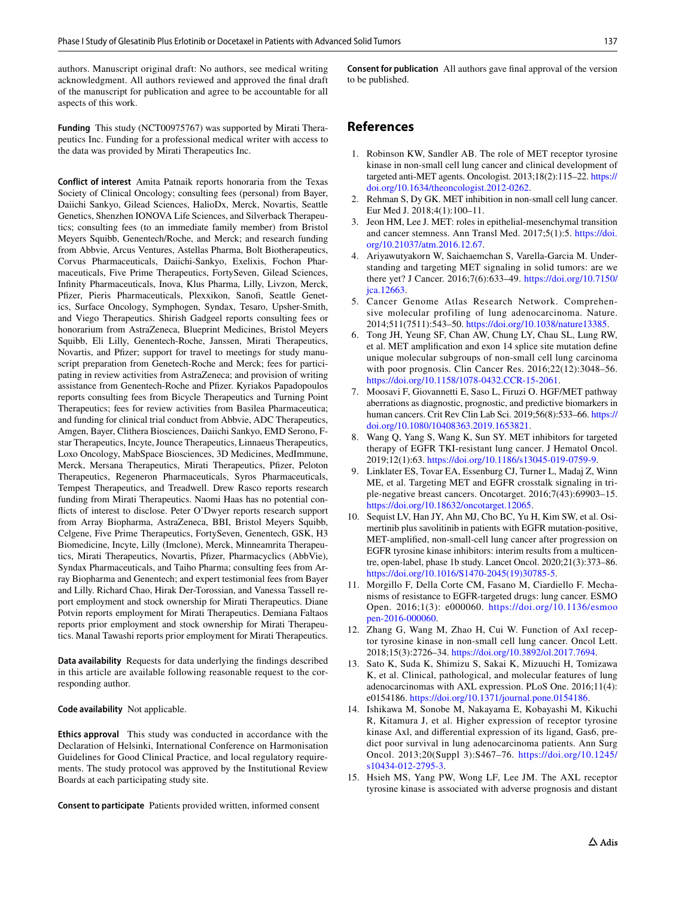authors. Manuscript original draft: No authors, see medical writing acknowledgment. All authors reviewed and approved the final draft of the manuscript for publication and agree to be accountable for all aspects of this work.

**Funding** This study (NCT00975767) was supported by Mirati Therapeutics Inc. Funding for a professional medical writer with access to the data was provided by Mirati Therapeutics Inc.

**Conflict of interest** Amita Patnaik reports honoraria from the Texas Society of Clinical Oncology; consulting fees (personal) from Bayer, Daiichi Sankyo, Gilead Sciences, HalioDx, Merck, Novartis, Seattle Genetics, Shenzhen IONOVA Life Sciences, and Silverback Therapeutics; consulting fees (to an immediate family member) from Bristol Meyers Squibb, Genentech/Roche, and Merck; and research funding from Abbvie, Arcus Ventures, Astellas Pharma, Bolt Biotherapeutics, Corvus Pharmaceuticals, Daiichi-Sankyo, Exelixis, Fochon Pharmaceuticals, Five Prime Therapeutics, FortySeven, Gilead Sciences, Infinity Pharmaceuticals, Inova, Klus Pharma, Lilly, Livzon, Merck, Pfizer, Pieris Pharmaceuticals, Plexxikon, Sanofi, Seattle Genetics, Surface Oncology, Symphogen, Syndax, Tesaro, Upsher-Smith, and Viego Therapeutics. Shirish Gadgeel reports consulting fees or honorarium from AstraZeneca, Blueprint Medicines, Bristol Meyers Squibb, Eli Lilly, Genentech-Roche, Janssen, Mirati Therapeutics, Novartis, and Pfizer; support for travel to meetings for study manuscript preparation from Genetech-Roche and Merck; fees for participating in review activities from AstraZeneca; and provision of writing assistance from Genentech-Roche and Pfizer. Kyriakos Papadopoulos reports consulting fees from Bicycle Therapeutics and Turning Point Therapeutics; fees for review activities from Basilea Pharmaceutica; and funding for clinical trial conduct from Abbvie, ADC Therapeutics, Amgen, Bayer, Clithera Biosciences, Daiichi Sankyo, EMD Serono, F-star Therapeutics, Incyte, Jounce Therapeutics, Linnaeus Therapeutics, Loxo Oncology, MabSpace Biosciences, 3D Medicines, MedImmune, Merck, Mersana Therapeutics, Mirati Therapeutics, Pfizer, Peloton Therapeutics, Regeneron Pharmaceuticals, Syros Pharmaceuticals, Tempest Therapeutics, and Treadwell. Drew Rasco reports research funding from Mirati Therapeutics. Naomi Haas has no potential conflicts of interest to disclose. Peter O'Dwyer reports research support from Array Biopharma, AstraZeneca, BBI, Bristol Meyers Squibb, Celgene, Five Prime Therapeutics, FortySeven, Genentech, GSK, H3 Biomedicine, Incyte, Lilly (Imclone), Merck, Minneamrita Therapeutics, Mirati Therapeutics, Novartis, Pfizer, Pharmacyclics (AbbVie), Syndax Pharmaceuticals, and Taiho Pharma; consulting fees from Array Biopharma and Genentech; and expert testimonial fees from Bayer and Lilly. Richard Chao, Hirak Der-Torossian, and Vanessa Tassell report employment and stock ownership for Mirati Therapeutics. Diane Potvin reports employment for Mirati Therapeutics. Demiana Faltaos reports prior employment and stock ownership for Mirati Therapeutics. Manal Tawashi reports prior employment for Mirati Therapeutics.

**Data availability** Requests for data underlying the findings described in this article are available following reasonable request to the corresponding author.

**Code availability** Not applicable.

**Ethics approval** This study was conducted in accordance with the Declaration of Helsinki, International Conference on Harmonisation Guidelines for Good Clinical Practice, and local regulatory requirements. The study protocol was approved by the Institutional Review Boards at each participating study site.

**Consent to participate** Patients provided written, informed consent

**Consent for publication** All authors gave final approval of the version to be published.

## References

1. Robinson KW, Sandler AB. The role of MET receptor tyrosine kinase in non-small cell lung cancer and clinical development of targeted anti-MET agents. Oncologist. 2013;18(2):115–22. https://doi.org/10.1634/theoncologist.2012-0262.
2. Rehman S, Dy GK. MET inhibition in non-small cell lung cancer. Eur Med J. 2018;4(1):100–11.
3. Jeon HM, Lee J. MET: roles in epithelial-mesenchymal transition and cancer stemness. Ann Transl Med. 2017;5(1):5. https://doi.org/10.21037/atm.2016.12.67.
4. Ariyawutyakorn W, Saichaemchan S, Varella-Garcia M. Understanding and targeting MET signaling in solid tumors: are we there yet? J Cancer. 2016;7(6):633–49. https://doi.org/10.7150/jca.12663.
5. Cancer Genome Atlas Research Network. Comprehensive molecular profiling of lung adenocarcinoma. Nature. 2014;511(7511):543–50. https://doi.org/10.1038/nature13385.
6. Tong JH, Yeung SF, Chan AW, Chung LY, Chau SL, Lung RW, et al. MET amplification and exon 14 splice site mutation define unique molecular subgroups of non-small cell lung carcinoma with poor prognosis. Clin Cancer Res. 2016;22(12):3048–56. https://doi.org/10.1158/1078-0432.CCR-15-2061.
7. Moosavi F, Giovannetti E, Saso L, Firuzi O. HGF/MET pathway aberrations as diagnostic, prognostic, and predictive biomarkers in human cancers. Crit Rev Clin Lab Sci. 2019;56(8):533–66. https://doi.org/10.1080/10408363.2019.1653821.
8. Wang Q, Yang S, Wang K, Sun SY. MET inhibitors for targeted therapy of EGFR TKI-resistant lung cancer. J Hematol Oncol. 2019;12(1):63. https://doi.org/10.1186/s13045-019-0759-9.
9. Linklater ES, Tovar EA, Essenburg CJ, Turner L, Madaj Z, Winn ME, et al. Targeting MET and EGFR crosstalk signaling in triple-negative breast cancers. Oncotarget. 2016;7(43):69903–15. https://doi.org/10.18632/oncotarget.12065.
10. Sequist LV, Han JY, Ahn MJ, Cho BC, Yu H, Kim SW, et al. Osimertinib plus savolitinib in patients with EGFR mutation-positive, MET-amplified, non-small-cell lung cancer after progression on EGFR tyrosine kinase inhibitors: interim results from a multicentre, open-label, phase 1b study. Lancet Oncol. 2020;21(3):373–86. https://doi.org/10.1016/S1470-2045(19)30785-5.
11. Morgillo F, Della Corte CM, Fasano M, Ciardiello F. Mechanisms of resistance to EGFR-targeted drugs: lung cancer. ESMO Open. 2016;1(3): e000060. https://doi.org/10.1136/esmoopen-2016-000060.
12. Zhang G, Wang M, Zhao H, Cui W. Function of Axl receptor tyrosine kinase in non-small cell lung cancer. Oncol Lett. 2018;15(3):2726–34. https://doi.org/10.3892/ol.2017.7694.
13. Sato K, Suda K, Shimizu S, Sakai K, Mizuuchi H, Tomizawa K, et al. Clinical, pathological, and molecular features of lung adenocarcinomas with AXL expression. PLoS One. 2016;11(4): e0154186. https://doi.org/10.1371/journal.pone.0154186.
14. Ishikawa M, Sonobe M, Nakayama E, Kobayashi M, Kikuchi R, Kitamura J, et al. Higher expression of receptor tyrosine kinase Axl, and differential expression of its ligand, Gas6, predict poor survival in lung adenocarcinoma patients. Ann Surg Oncol. 2013;20(Suppl 3):S467–76. https://doi.org/10.1245/s10434-012-2795-3.
15. Hsieh MS, Yang PW, Wong LF, Lee JM. The AXL receptor tyrosine kinase is associated with adverse prognosis and distant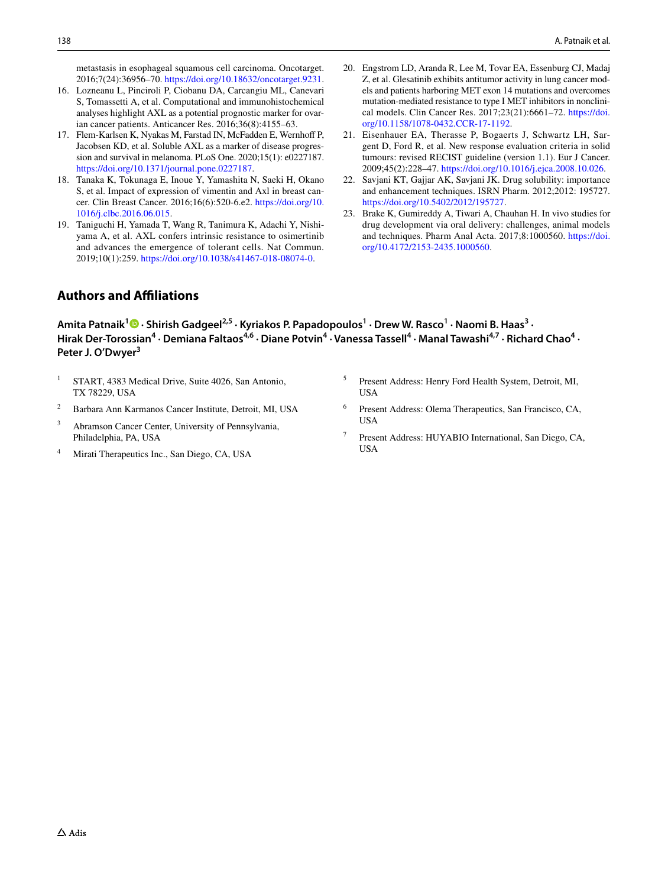metastasis in esophageal squamous cell carcinoma. Oncotarget. 2016;7(24):36956–70. https://doi.org/10.18632/oncotarget.9231.

16. Lozneanu L, Pinciroli P, Ciobanu DA, Carcangiu ML, Canevari S, Tomassetti A, et al. Computational and immunohistochemical analyses highlight AXL as a potential prognostic marker for ovarian cancer patients. Anticancer Res. 2016;36(8):4155–63.
17. Flem-Karlsen K, Nyakas M, Farstad IN, McFadden E, Wernhoff P, Jacobsen KD, et al. Soluble AXL as a marker of disease progression and survival in melanoma. PLoS One. 2020;15(1): e0227187. https://doi.org/10.1371/journal.pone.0227187.
18. Tanaka K, Tokunaga E, Inoue Y, Yamashita N, Saeki H, Okano S, et al. Impact of expression of vimentin and Axl in breast cancer. Clin Breast Cancer. 2016;16(6):520-6.e2. https://doi.org/10.1016/j.clbc.2016.06.015.
19. Taniguchi H, Yamada T, Wang R, Tanimura K, Adachi Y, Nishiyama A, et al. AXL confers intrinsic resistance to osimertinib and advances the emergence of tolerant cells. Nat Commun. 2019;10(1):259. https://doi.org/10.1038/s41467-018-08074-0.
20. Engstrom LD, Aranda R, Lee M, Tovar EA, Essenburg CJ, Madaj Z, et al. Glesatinib exhibits antitumor activity in lung cancer models and patients harboring MET exon 14 mutations and overcomes mutation-mediated resistance to type I MET inhibitors in nonclinical models. Clin Cancer Res. 2017;23(21):6661–72. https://doi.org/10.1158/1078-0432.CCR-17-1192.
21. Eisenhauer EA, Therasse P, Bogaerts J, Schwartz LH, Sargent D, Ford R, et al. New response evaluation criteria in solid tumours: revised RECIST guideline (version 1.1). Eur J Cancer. 2009;45(2):228–47. https://doi.org/10.1016/j.ejca.2008.10.026.
22. Savjani KT, Gajjar AK, Savjani JK. Drug solubility: importance and enhancement techniques. ISRN Pharm. 2012;2012: 195727. https://doi.org/10.5402/2012/195727.
23. Brake K, Gumireddy A, Tiwari A, Chauhan H. In vivo studies for drug development via oral delivery: challenges, animal models and techniques. Pharm Anal Acta. 2017;8:1000560. https://doi.org/10.4172/2153-2435.1000560.

## Authors and Affiliations

**Amita Patnaik[1] · Shirish Gadgeel[2,5] · Kyriakos P. Papadopoulos[1] · Drew W. Rasco[1] · Naomi B. Haas[3] · Hirak Der-Torossian[4] · Demiana Faltaos[4,6] · Diane Potvin[4] · Vanessa Tassell[4] · Manal Tawashi[4,7] · Richard Chao[4] · Peter J. O'Dwyer[3]**

[1] START, 4383 Medical Drive, Suite 4026, San Antonio, TX 78229, USA

[2] Barbara Ann Karmanos Cancer Institute, Detroit, MI, USA

[3] Abramson Cancer Center, University of Pennsylvania, Philadelphia, PA, USA

[4] Mirati Therapeutics Inc., San Diego, CA, USA

[5] Present Address: Henry Ford Health System, Detroit, MI, USA

[6] Present Address: Olema Therapeutics, San Francisco, CA, USA

[7] Present Address: HUYABIO International, San Diego, CA, USA